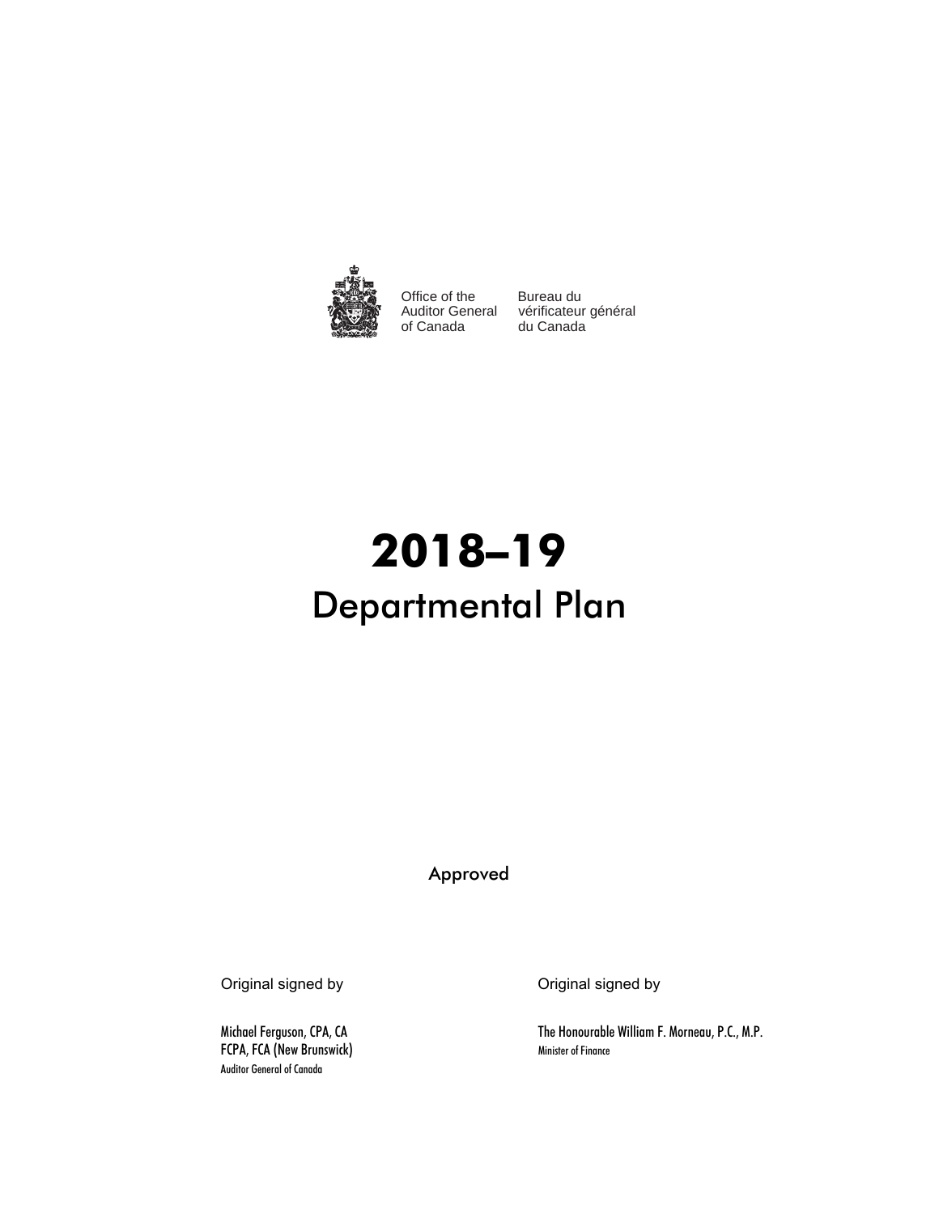Office of the Auditor General of Canada

Bureau du vérificateur général du Canada

# 2018–19

## Departmental Plan

Approved

| Original signed by | Original signed by |
|---|---|
| Michael Ferguson, CPA, CA<br>FCPA, FCA (New Brunswick)<br>Auditor General of Canada | The Honourable William F. Morneau, P.C., M.P.<br>Minister of Finance |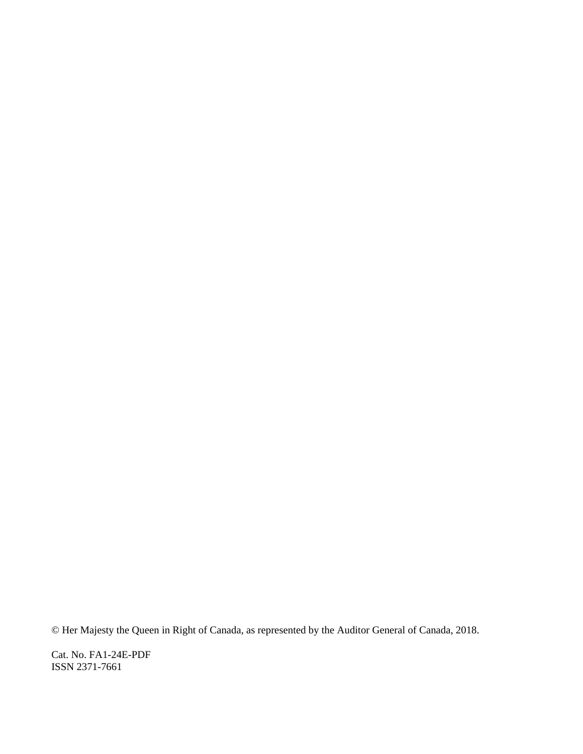© Her Majesty the Queen in Right of Canada, as represented by the Auditor General of Canada, 2018.

Cat. No. FA1-24E-PDF
ISSN 2371-7661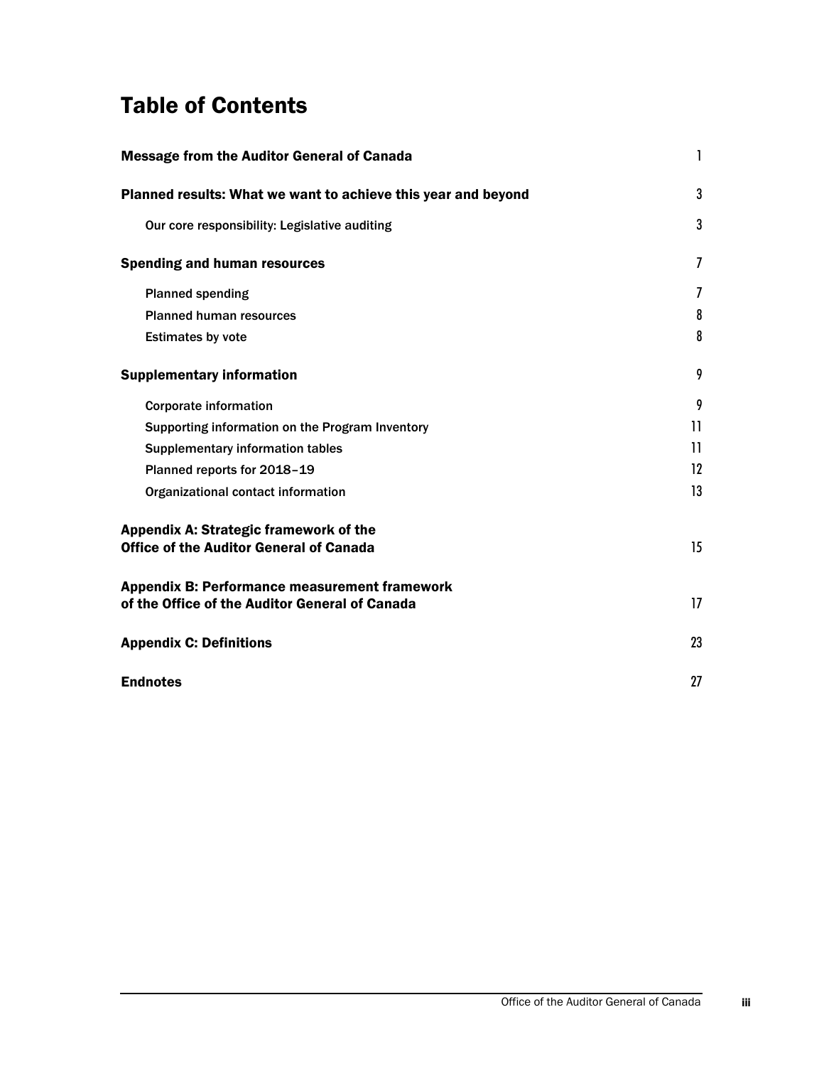# Table of Contents

| | |
|---|---|
| **Message from the Auditor General of Canada** | 1 |
| **Planned results: What we want to achieve this year and beyond** | 3 |
| Our core responsibility: Legislative auditing | 3 |
| **Spending and human resources** | 7 |
| Planned spending | 7 |
| Planned human resources | 8 |
| Estimates by vote | 8 |
| **Supplementary information** | 9 |
| Corporate information | 9 |
| Supporting information on the Program Inventory | 11 |
| Supplementary information tables | 11 |
| Planned reports for 2018–19 | 12 |
| Organizational contact information | 13 |
| **Appendix A: Strategic framework of the Office of the Auditor General of Canada** | 15 |
| **Appendix B: Performance measurement framework of the Office of the Auditor General of Canada** | 17 |
| **Appendix C: Definitions** | 23 |
| **Endnotes** | 27 |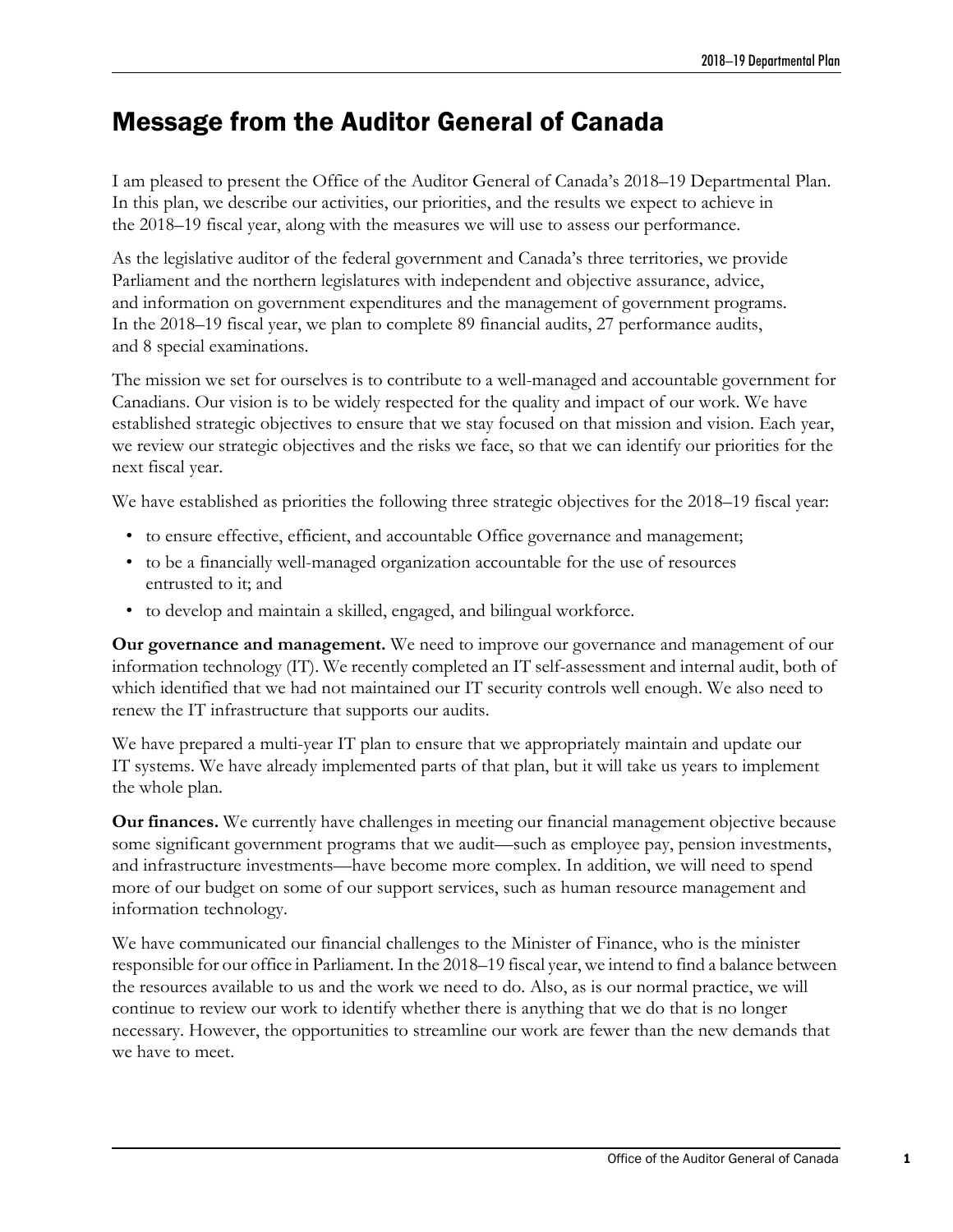# Message from the Auditor General of Canada

I am pleased to present the Office of the Auditor General of Canada's 2018–19 Departmental Plan. In this plan, we describe our activities, our priorities, and the results we expect to achieve in the 2018–19 fiscal year, along with the measures we will use to assess our performance.

As the legislative auditor of the federal government and Canada's three territories, we provide Parliament and the northern legislatures with independent and objective assurance, advice, and information on government expenditures and the management of government programs. In the 2018–19 fiscal year, we plan to complete 89 financial audits, 27 performance audits, and 8 special examinations.

The mission we set for ourselves is to contribute to a well-managed and accountable government for Canadians. Our vision is to be widely respected for the quality and impact of our work. We have established strategic objectives to ensure that we stay focused on that mission and vision. Each year, we review our strategic objectives and the risks we face, so that we can identify our priorities for the next fiscal year.

We have established as priorities the following three strategic objectives for the 2018–19 fiscal year:

- to ensure effective, efficient, and accountable Office governance and management;
- to be a financially well-managed organization accountable for the use of resources entrusted to it; and
- to develop and maintain a skilled, engaged, and bilingual workforce.

**Our governance and management.** We need to improve our governance and management of our information technology (IT). We recently completed an IT self-assessment and internal audit, both of which identified that we had not maintained our IT security controls well enough. We also need to renew the IT infrastructure that supports our audits.

We have prepared a multi-year IT plan to ensure that we appropriately maintain and update our IT systems. We have already implemented parts of that plan, but it will take us years to implement the whole plan.

**Our finances.** We currently have challenges in meeting our financial management objective because some significant government programs that we audit—such as employee pay, pension investments, and infrastructure investments—have become more complex. In addition, we will need to spend more of our budget on some of our support services, such as human resource management and information technology.

We have communicated our financial challenges to the Minister of Finance, who is the minister responsible for our office in Parliament. In the 2018–19 fiscal year, we intend to find a balance between the resources available to us and the work we need to do. Also, as is our normal practice, we will continue to review our work to identify whether there is anything that we do that is no longer necessary. However, the opportunities to streamline our work are fewer than the new demands that we have to meet.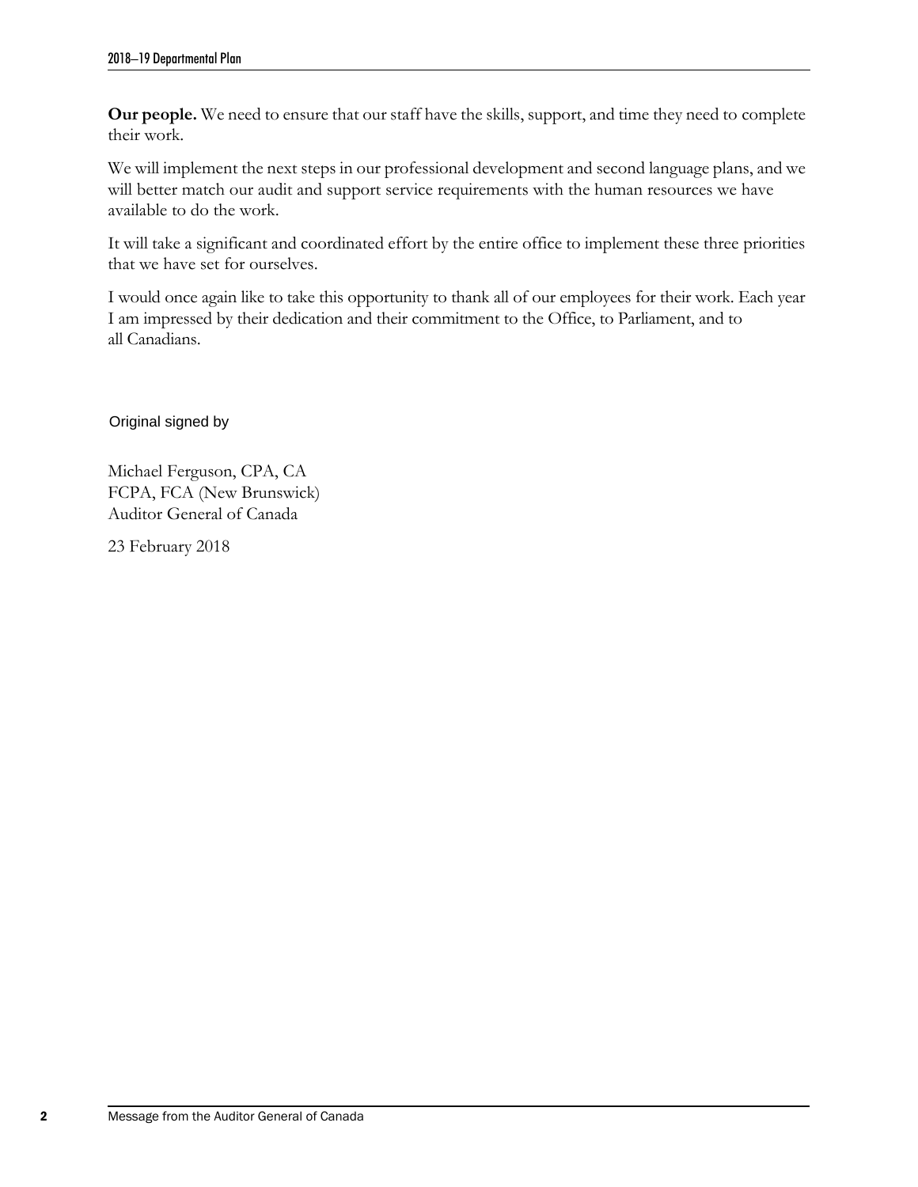**Our people.** We need to ensure that our staff have the skills, support, and time they need to complete their work.

We will implement the next steps in our professional development and second language plans, and we will better match our audit and support service requirements with the human resources we have available to do the work.

It will take a significant and coordinated effort by the entire office to implement these three priorities that we have set for ourselves.

I would once again like to take this opportunity to thank all of our employees for their work. Each year I am impressed by their dedication and their commitment to the Office, to Parliament, and to all Canadians.

Original signed by

Michael Ferguson, CPA, CA
FCPA, FCA (New Brunswick)
Auditor General of Canada

23 February 2018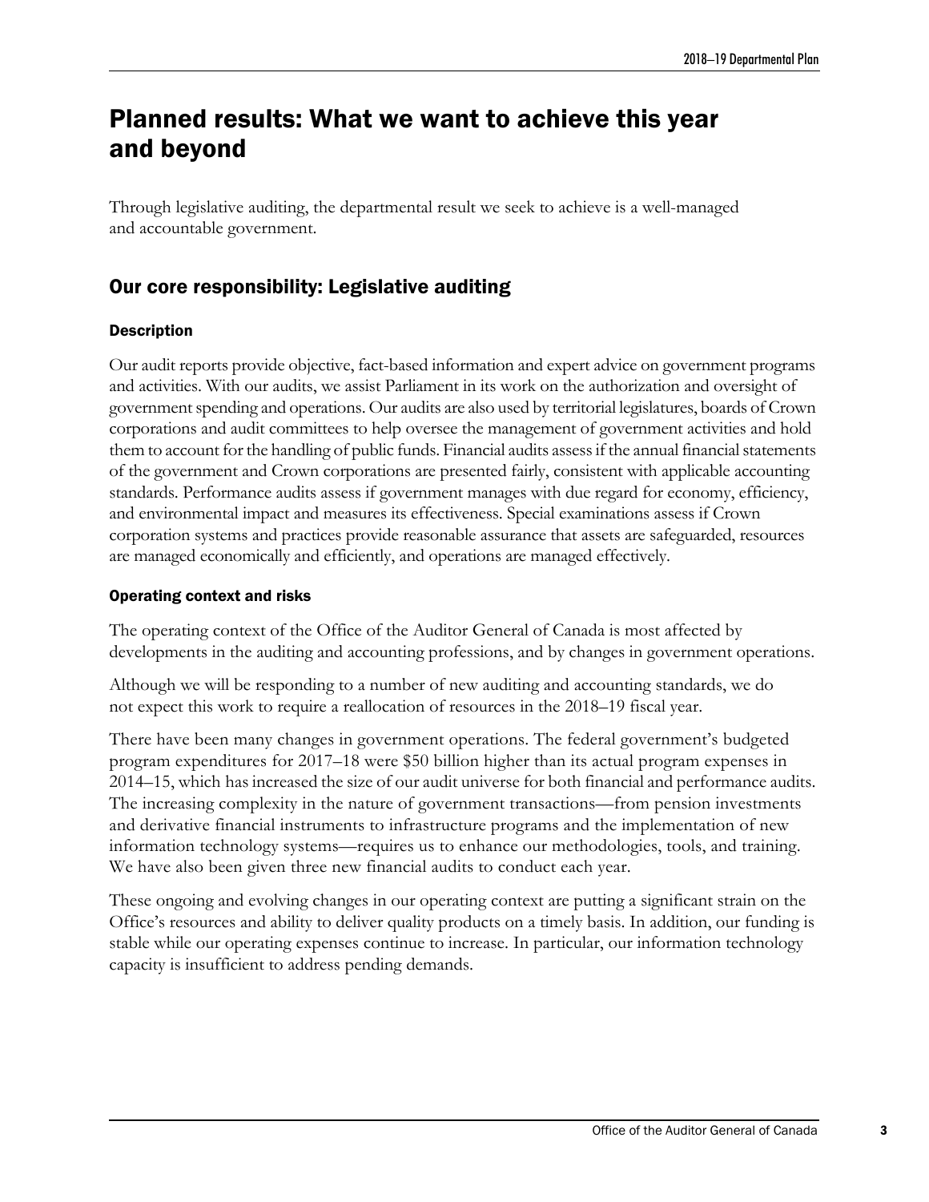# Planned results: What we want to achieve this year and beyond

Through legislative auditing, the departmental result we seek to achieve is a well-managed and accountable government.

## Our core responsibility: Legislative auditing

### Description

Our audit reports provide objective, fact-based information and expert advice on government programs and activities. With our audits, we assist Parliament in its work on the authorization and oversight of government spending and operations. Our audits are also used by territorial legislatures, boards of Crown corporations and audit committees to help oversee the management of government activities and hold them to account for the handling of public funds. Financial audits assess if the annual financial statements of the government and Crown corporations are presented fairly, consistent with applicable accounting standards. Performance audits assess if government manages with due regard for economy, efficiency, and environmental impact and measures its effectiveness. Special examinations assess if Crown corporation systems and practices provide reasonable assurance that assets are safeguarded, resources are managed economically and efficiently, and operations are managed effectively.

### Operating context and risks

The operating context of the Office of the Auditor General of Canada is most affected by developments in the auditing and accounting professions, and by changes in government operations.

Although we will be responding to a number of new auditing and accounting standards, we do not expect this work to require a reallocation of resources in the 2018–19 fiscal year.

There have been many changes in government operations. The federal government's budgeted program expenditures for 2017–18 were $50 billion higher than its actual program expenses in 2014–15, which has increased the size of our audit universe for both financial and performance audits. The increasing complexity in the nature of government transactions—from pension investments and derivative financial instruments to infrastructure programs and the implementation of new information technology systems—requires us to enhance our methodologies, tools, and training. We have also been given three new financial audits to conduct each year.

These ongoing and evolving changes in our operating context are putting a significant strain on the Office's resources and ability to deliver quality products on a timely basis. In addition, our funding is stable while our operating expenses continue to increase. In particular, our information technology capacity is insufficient to address pending demands.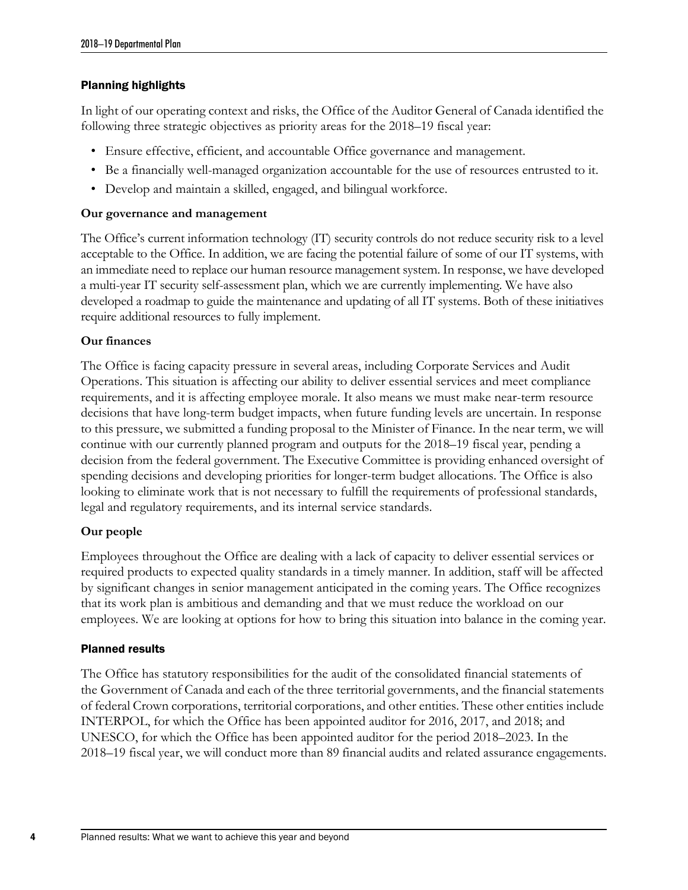## Planning highlights

In light of our operating context and risks, the Office of the Auditor General of Canada identified the following three strategic objectives as priority areas for the 2018–19 fiscal year:

- Ensure effective, efficient, and accountable Office governance and management.
- Be a financially well-managed organization accountable for the use of resources entrusted to it.
- Develop and maintain a skilled, engaged, and bilingual workforce.

### Our governance and management

The Office's current information technology (IT) security controls do not reduce security risk to a level acceptable to the Office. In addition, we are facing the potential failure of some of our IT systems, with an immediate need to replace our human resource management system. In response, we have developed a multi-year IT security self-assessment plan, which we are currently implementing. We have also developed a roadmap to guide the maintenance and updating of all IT systems. Both of these initiatives require additional resources to fully implement.

### Our finances

The Office is facing capacity pressure in several areas, including Corporate Services and Audit Operations. This situation is affecting our ability to deliver essential services and meet compliance requirements, and it is affecting employee morale. It also means we must make near-term resource decisions that have long-term budget impacts, when future funding levels are uncertain. In response to this pressure, we submitted a funding proposal to the Minister of Finance. In the near term, we will continue with our currently planned program and outputs for the 2018–19 fiscal year, pending a decision from the federal government. The Executive Committee is providing enhanced oversight of spending decisions and developing priorities for longer-term budget allocations. The Office is also looking to eliminate work that is not necessary to fulfill the requirements of professional standards, legal and regulatory requirements, and its internal service standards.

### Our people

Employees throughout the Office are dealing with a lack of capacity to deliver essential services or required products to expected quality standards in a timely manner. In addition, staff will be affected by significant changes in senior management anticipated in the coming years. The Office recognizes that its work plan is ambitious and demanding and that we must reduce the workload on our employees. We are looking at options for how to bring this situation into balance in the coming year.

## Planned results

The Office has statutory responsibilities for the audit of the consolidated financial statements of the Government of Canada and each of the three territorial governments, and the financial statements of federal Crown corporations, territorial corporations, and other entities. These other entities include INTERPOL, for which the Office has been appointed auditor for 2016, 2017, and 2018; and UNESCO, for which the Office has been appointed auditor for the period 2018–2023. In the 2018–19 fiscal year, we will conduct more than 89 financial audits and related assurance engagements.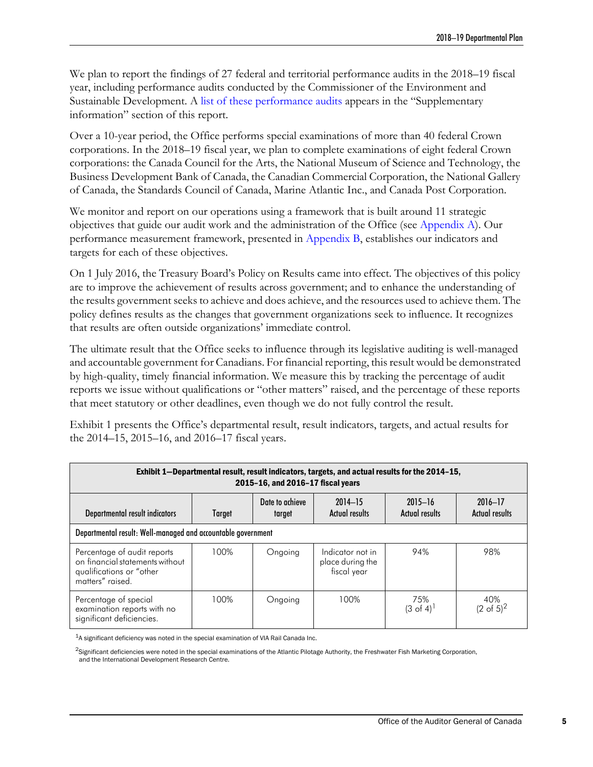We plan to report the findings of 27 federal and territorial performance audits in the 2018–19 fiscal year, including performance audits conducted by the Commissioner of the Environment and Sustainable Development. A list of these performance audits appears in the "Supplementary information" section of this report.

Over a 10-year period, the Office performs special examinations of more than 40 federal Crown corporations. In the 2018–19 fiscal year, we plan to complete examinations of eight federal Crown corporations: the Canada Council for the Arts, the National Museum of Science and Technology, the Business Development Bank of Canada, the Canadian Commercial Corporation, the National Gallery of Canada, the Standards Council of Canada, Marine Atlantic Inc., and Canada Post Corporation.

We monitor and report on our operations using a framework that is built around 11 strategic objectives that guide our audit work and the administration of the Office (see Appendix A). Our performance measurement framework, presented in Appendix B, establishes our indicators and targets for each of these objectives.

On 1 July 2016, the Treasury Board's Policy on Results came into effect. The objectives of this policy are to improve the achievement of results across government; and to enhance the understanding of the results government seeks to achieve and does achieve, and the resources used to achieve them. The policy defines results as the changes that government organizations seek to influence. It recognizes that results are often outside organizations' immediate control.

The ultimate result that the Office seeks to influence through its legislative auditing is well-managed and accountable government for Canadians. For financial reporting, this result would be demonstrated by high-quality, timely financial information. We measure this by tracking the percentage of audit reports we issue without qualifications or "other matters" raised, and the percentage of these reports that meet statutory or other deadlines, even though we do not fully control the result.

Exhibit 1 presents the Office's departmental result, result indicators, targets, and actual results for the 2014–15, 2015–16, and 2016–17 fiscal years.

**Exhibit 1—Departmental result, result indicators, targets, and actual results for the 2014–15, 2015–16, and 2016–17 fiscal years**

| Departmental result indicators | Target | Date to achieve target | 2014–15 Actual results | 2015–16 Actual results | 2016–17 Actual results |
|---|---|---|---|---|---|
| Departmental result: Well-managed and accountable government | | | | | |
| Percentage of audit reports on financial statements without qualifications or "other matters" raised. | 100% | Ongoing | Indicator not in place during the fiscal year | 94% | 98% |
| Percentage of special examination reports with no significant deficiencies. | 100% | Ongoing | 100% | 75% (3 of 4)[1] | 40% (2 of 5)[2] |

[1]A significant deficiency was noted in the special examination of VIA Rail Canada Inc.

[2]Significant deficiencies were noted in the special examinations of the Atlantic Pilotage Authority, the Freshwater Fish Marketing Corporation, and the International Development Research Centre.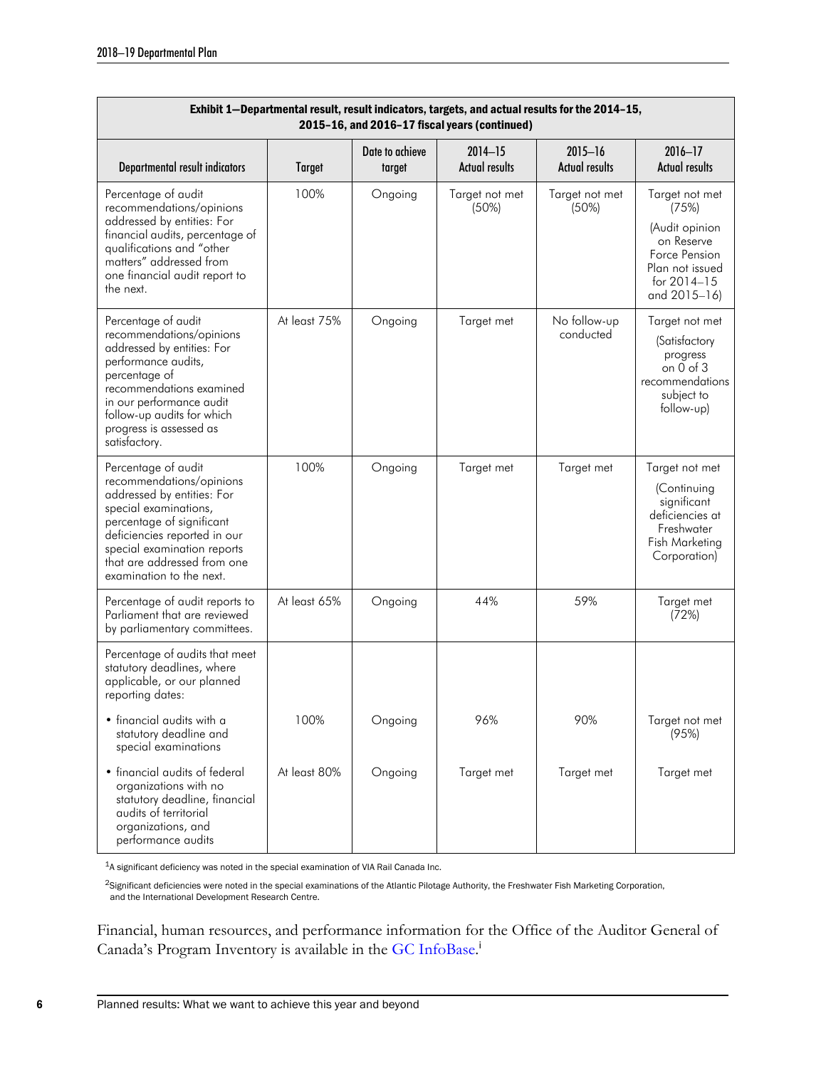| Exhibit 1—Departmental result, result indicators, targets, and actual results for the 2014–15, 2015–16, and 2016–17 fiscal years (continued) | | | | | |
|---|---|---|---|---|---|
| Departmental result indicators | Target | Date to achieve target | 2014–15 Actual results | 2015–16 Actual results | 2016–17 Actual results |
| Percentage of audit recommendations/opinions addressed by entities: For financial audits, percentage of qualifications and "other matters" addressed from one financial audit report to the next. | 100% | Ongoing | Target not met (50%) | Target not met (50%) | Target not met (75%) (Audit opinion on Reserve Force Pension Plan not issued for 2014–15 and 2015–16) |
| Percentage of audit recommendations/opinions addressed by entities: For performance audits, percentage of recommendations examined in our performance audit follow-up audits for which progress is assessed as satisfactory. | At least 75% | Ongoing | Target met | No follow-up conducted | Target not met (Satisfactory progress on 0 of 3 recommendations subject to follow-up) |
| Percentage of audit recommendations/opinions addressed by entities: For special examinations, percentage of significant deficiencies reported in our special examination reports that are addressed from one examination to the next. | 100% | Ongoing | Target met | Target met | Target not met (Continuing significant deficiencies at Freshwater Fish Marketing Corporation) |
| Percentage of audit reports to Parliament that are reviewed by parliamentary committees. | At least 65% | Ongoing | 44% | 59% | Target met (72%) |
| Percentage of audits that meet statutory deadlines, where applicable, or our planned reporting dates: | | | | | |
| • financial audits with a statutory deadline and special examinations | 100% | Ongoing | 96% | 90% | Target not met (95%) |
| • financial audits of federal organizations with no statutory deadline, financial audits of territorial organizations, and performance audits | At least 80% | Ongoing | Target met | Target met | Target met |

[1] A significant deficiency was noted in the special examination of VIA Rail Canada Inc.

[2] Significant deficiencies were noted in the special examinations of the Atlantic Pilotage Authority, the Freshwater Fish Marketing Corporation, and the International Development Research Centre.

Financial, human resources, and performance information for the Office of the Auditor General of Canada's Program Inventory is available in the GC InfoBase.[i]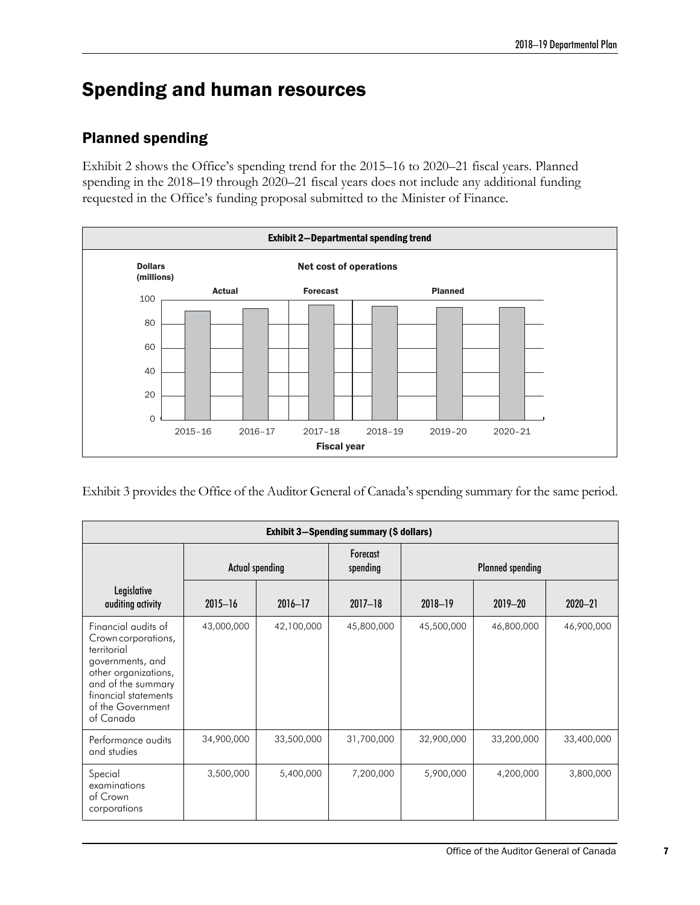# Spending and human resources

## Planned spending

Exhibit 2 shows the Office's spending trend for the 2015–16 to 2020–21 fiscal years. Planned spending in the 2018–19 through 2020–21 fiscal years does not include any additional funding requested in the Office's funding proposal submitted to the Minister of Finance.

**Exhibit 2—Departmental spending trend**

Net cost of operations

Dollars (millions)

| | Actual | | Forecast | Planned | | |
|---|---|---|---|---|---|---|
| Fiscal year | 2015–16 | 2016–17 | 2017–18 | 2018–19 | 2019–20 | 2020–21 |

Exhibit 3 provides the Office of the Auditor General of Canada's spending summary for the same period.

| Exhibit 3—Spending summary ($ dollars) | | | | | | |
|---|---|---|---|---|---|---|
| | Actual spending | | Forecast spending | Planned spending | | |
| Legislative auditing activity | 2015–16 | 2016–17 | 2017–18 | 2018–19 | 2019–20 | 2020–21 |
| Financial audits of Crown corporations, territorial governments, and other organizations, and of the summary financial statements of the Government of Canada | 43,000,000 | 42,100,000 | 45,800,000 | 45,500,000 | 46,800,000 | 46,900,000 |
| Performance audits and studies | 34,900,000 | 33,500,000 | 31,700,000 | 32,900,000 | 33,200,000 | 33,400,000 |
| Special examinations of Crown corporations | 3,500,000 | 5,400,000 | 7,200,000 | 5,900,000 | 4,200,000 | 3,800,000 |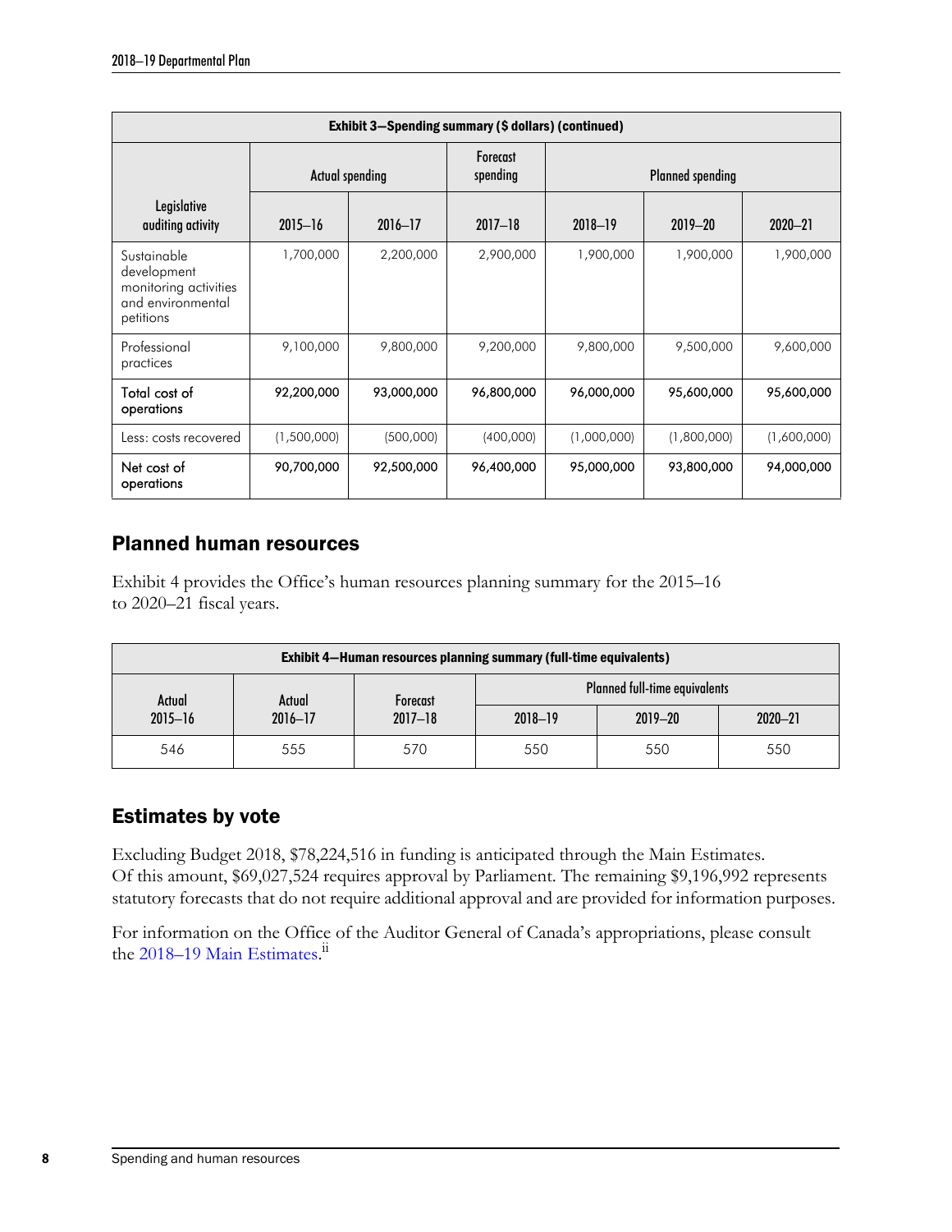| Exhibit 3—Spending summary ($ dollars) (continued) | | | | | | |
|---|---|---|---|---|---|---|
| Legislative auditing activity | Actual spending | | Forecast spending | Planned spending | | |
| | 2015–16 | 2016–17 | 2017–18 | 2018–19 | 2019–20 | 2020–21 |
| Sustainable development monitoring activities and environmental petitions | 1,700,000 | 2,200,000 | 2,900,000 | 1,900,000 | 1,900,000 | 1,900,000 |
| Professional practices | 9,100,000 | 9,800,000 | 9,200,000 | 9,800,000 | 9,500,000 | 9,600,000 |
| **Total cost of operations** | **92,200,000** | **93,000,000** | **96,800,000** | **96,000,000** | **95,600,000** | **95,600,000** |
| Less: costs recovered | (1,500,000) | (500,000) | (400,000) | (1,000,000) | (1,800,000) | (1,600,000) |
| **Net cost of operations** | **90,700,000** | **92,500,000** | **96,400,000** | **95,000,000** | **93,800,000** | **94,000,000** |

## Planned human resources

Exhibit 4 provides the Office's human resources planning summary for the 2015–16 to 2020–21 fiscal years.

| Exhibit 4—Human resources planning summary (full-time equivalents) | | | | | |
|---|---|---|---|---|---|
| Actual 2015–16 | Actual 2016–17 | Forecast 2017–18 | Planned full-time equivalents | | |
| | | | 2018–19 | 2019–20 | 2020–21 |
| 546 | 555 | 570 | 550 | 550 | 550 |

## Estimates by vote

Excluding Budget 2018, $78,224,516 in funding is anticipated through the Main Estimates. Of this amount, $69,027,524 requires approval by Parliament. The remaining $9,196,992 represents statutory forecasts that do not require additional approval and are provided for information purposes.

For information on the Office of the Auditor General of Canada's appropriations, please consult the 2018–19 Main Estimates.[ii]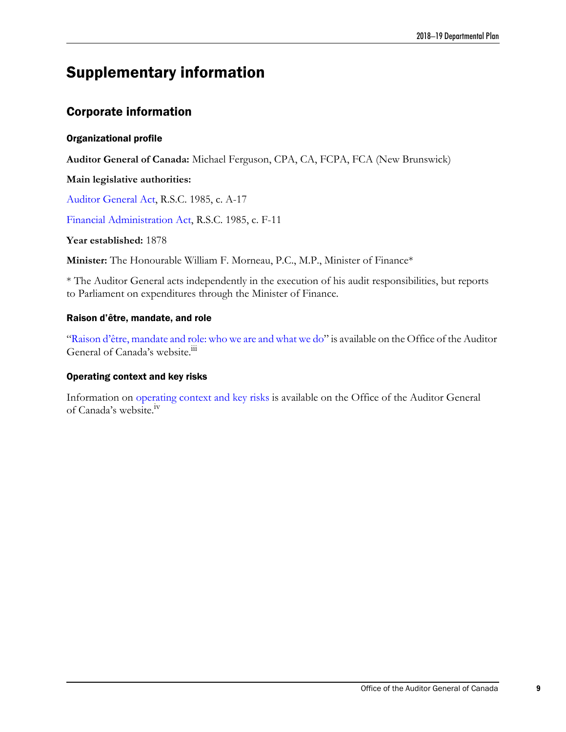# Supplementary information

## Corporate information

### Organizational profile

**Auditor General of Canada:** Michael Ferguson, CPA, CA, FCPA, FCA (New Brunswick)

**Main legislative authorities:**

Auditor General Act, R.S.C. 1985, c. A-17

Financial Administration Act, R.S.C. 1985, c. F-11

**Year established:** 1878

**Minister:** The Honourable William F. Morneau, P.C., M.P., Minister of Finance*

* The Auditor General acts independently in the execution of his audit responsibilities, but reports to Parliament on expenditures through the Minister of Finance.

### Raison d'être, mandate, and role

"Raison d'être, mandate and role: who we are and what we do" is available on the Office of the Auditor General of Canada's website.[iii]

### Operating context and key risks

Information on operating context and key risks is available on the Office of the Auditor General of Canada's website.[iv]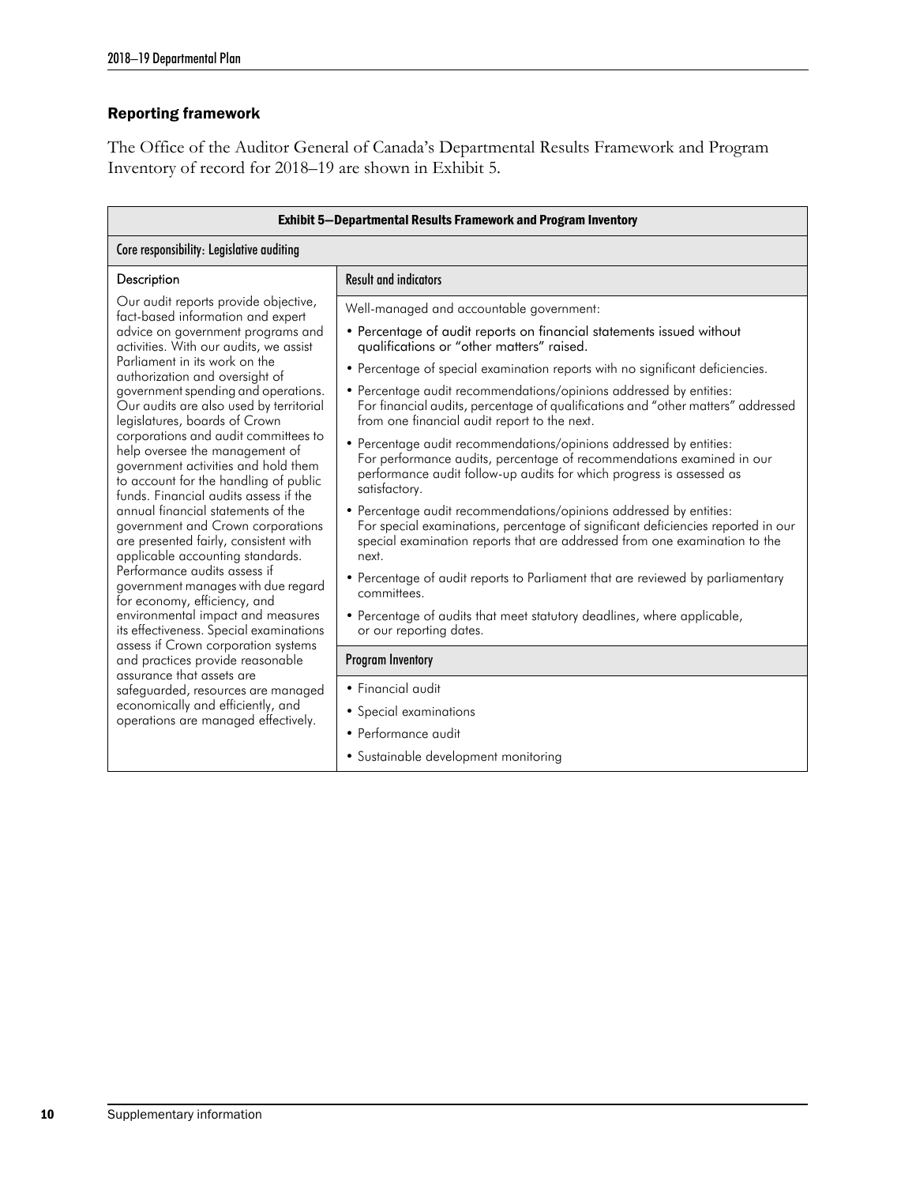## Reporting framework

The Office of the Auditor General of Canada's Departmental Results Framework and Program Inventory of record for 2018–19 are shown in Exhibit 5.

| Exhibit 5—Departmental Results Framework and Program Inventory | |
|---|---|
| **Core responsibility: Legislative auditing** | |
| **Description** | **Result and indicators** |
| Our audit reports provide objective, fact-based information and expert advice on government programs and activities. With our audits, we assist Parliament in its work on the authorization and oversight of government spending and operations. Our audits are also used by territorial legislatures, boards of Crown corporations and audit committees to help oversee the management of government activities and hold them to account for the handling of public funds. Financial audits assess if the annual financial statements of the government and Crown corporations are presented fairly, consistent with applicable accounting standards. Performance audits assess if government manages with due regard for economy, efficiency, and environmental impact and measures its effectiveness. Special examinations assess if Crown corporation systems and practices provide reasonable assurance that assets are safeguarded, resources are managed economically and efficiently, and operations are managed effectively. | Well-managed and accountable government:<br>• Percentage of audit reports on financial statements issued without qualifications or "other matters" raised.<br>• Percentage of special examination reports with no significant deficiencies.<br>• Percentage audit recommendations/opinions addressed by entities: For financial audits, percentage of qualifications and "other matters" addressed from one financial audit report to the next.<br>• Percentage audit recommendations/opinions addressed by entities: For performance audits, percentage of recommendations examined in our performance audit follow-up audits for which progress is assessed as satisfactory.<br>• Percentage audit recommendations/opinions addressed by entities: For special examinations, percentage of significant deficiencies reported in our special examination reports that are addressed from one examination to the next.<br>• Percentage of audit reports to Parliament that are reviewed by parliamentary committees.<br>• Percentage of audits that meet statutory deadlines, where applicable, or our reporting dates. |
| | **Program Inventory** |
| | • Financial audit<br>• Special examinations<br>• Performance audit<br>• Sustainable development monitoring |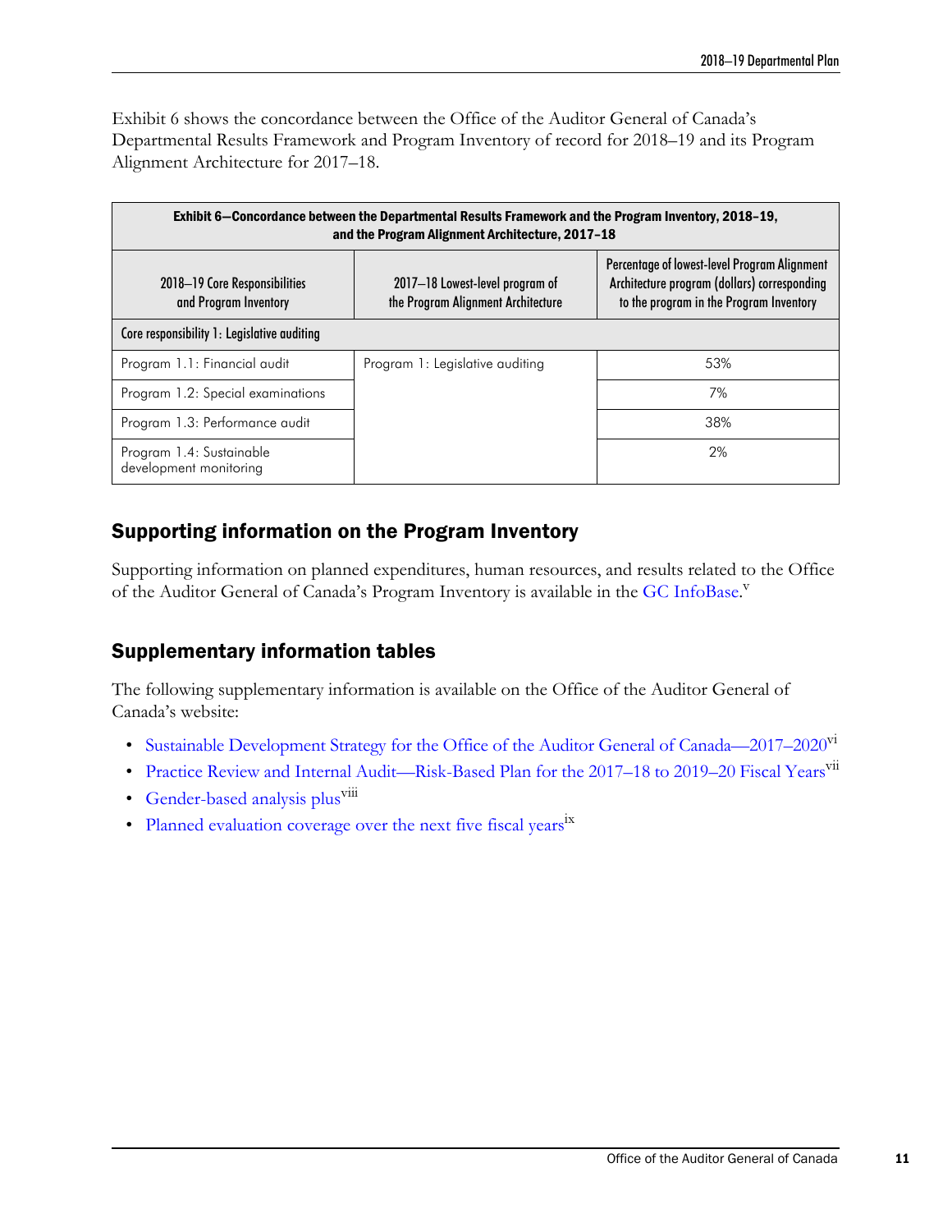Exhibit 6 shows the concordance between the Office of the Auditor General of Canada's Departmental Results Framework and Program Inventory of record for 2018–19 and its Program Alignment Architecture for 2017–18.

**Exhibit 6—Concordance between the Departmental Results Framework and the Program Inventory, 2018–19, and the Program Alignment Architecture, 2017–18**

| 2018–19 Core Responsibilities and Program Inventory | 2017–18 Lowest-level program of the Program Alignment Architecture | Percentage of lowest-level Program Alignment Architecture program (dollars) corresponding to the program in the Program Inventory |
|---|---|---|
| Core responsibility 1: Legislative auditing | | |
| Program 1.1: Financial audit | Program 1: Legislative auditing | 53% |
| Program 1.2: Special examinations | | 7% |
| Program 1.3: Performance audit | | 38% |
| Program 1.4: Sustainable development monitoring | | 2% |

## Supporting information on the Program Inventory

Supporting information on planned expenditures, human resources, and results related to the Office of the Auditor General of Canada's Program Inventory is available in the GC InfoBase.[v]

## Supplementary information tables

The following supplementary information is available on the Office of the Auditor General of Canada's website:

- Sustainable Development Strategy for the Office of the Auditor General of Canada—2017–2020[vi]
- Practice Review and Internal Audit—Risk-Based Plan for the 2017–18 to 2019–20 Fiscal Years[vii]
- Gender-based analysis plus[viii]
- Planned evaluation coverage over the next five fiscal years[ix]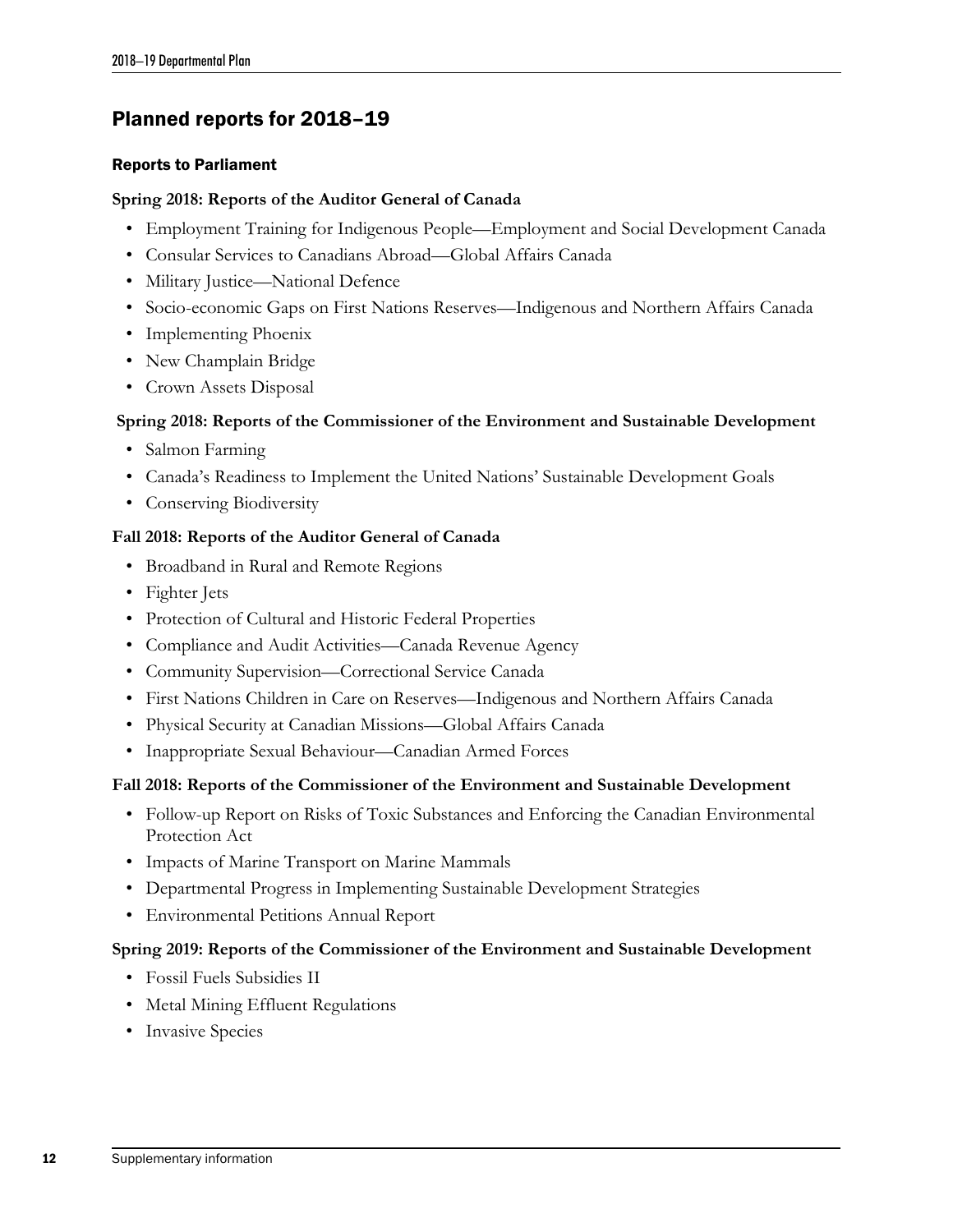## Planned reports for 2018–19

### Reports to Parliament

**Spring 2018: Reports of the Auditor General of Canada**

- Employment Training for Indigenous People—Employment and Social Development Canada
- Consular Services to Canadians Abroad—Global Affairs Canada
- Military Justice—National Defence
- Socio-economic Gaps on First Nations Reserves—Indigenous and Northern Affairs Canada
- Implementing Phoenix
- New Champlain Bridge
- Crown Assets Disposal

**Spring 2018: Reports of the Commissioner of the Environment and Sustainable Development**

- Salmon Farming
- Canada's Readiness to Implement the United Nations' Sustainable Development Goals
- Conserving Biodiversity

**Fall 2018: Reports of the Auditor General of Canada**

- Broadband in Rural and Remote Regions
- Fighter Jets
- Protection of Cultural and Historic Federal Properties
- Compliance and Audit Activities—Canada Revenue Agency
- Community Supervision—Correctional Service Canada
- First Nations Children in Care on Reserves—Indigenous and Northern Affairs Canada
- Physical Security at Canadian Missions—Global Affairs Canada
- Inappropriate Sexual Behaviour—Canadian Armed Forces

**Fall 2018: Reports of the Commissioner of the Environment and Sustainable Development**

- Follow-up Report on Risks of Toxic Substances and Enforcing the Canadian Environmental Protection Act
- Impacts of Marine Transport on Marine Mammals
- Departmental Progress in Implementing Sustainable Development Strategies
- Environmental Petitions Annual Report

**Spring 2019: Reports of the Commissioner of the Environment and Sustainable Development**

- Fossil Fuels Subsidies II
- Metal Mining Effluent Regulations
- Invasive Species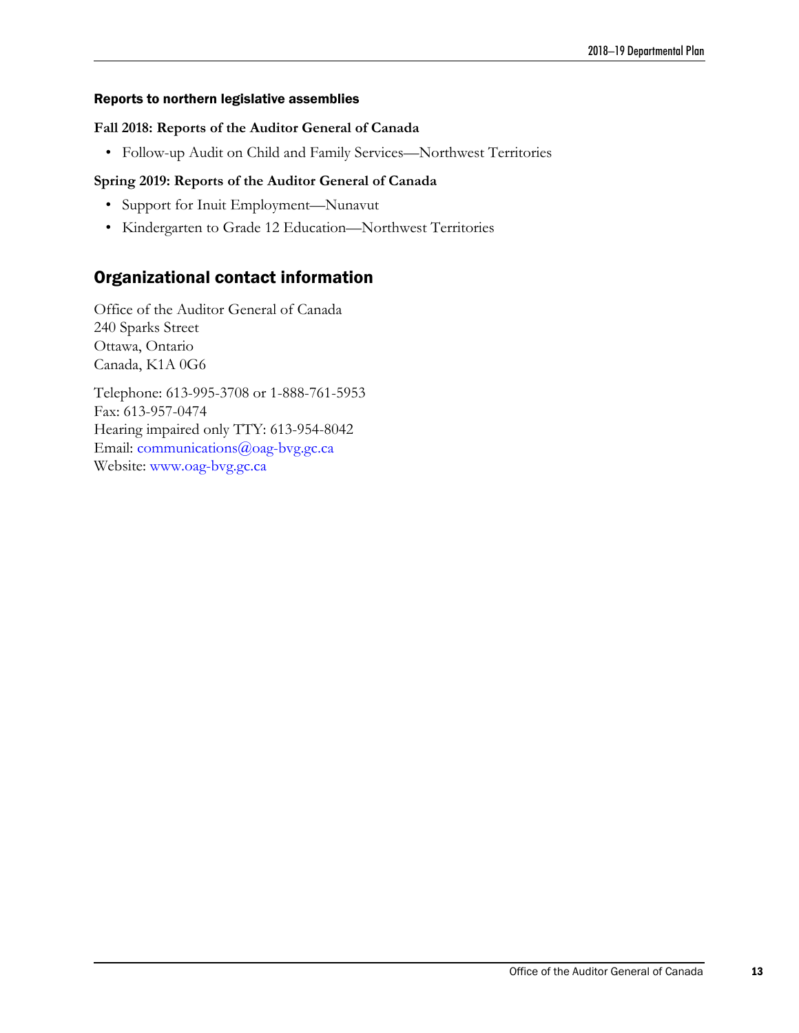### Reports to northern legislative assemblies

**Fall 2018: Reports of the Auditor General of Canada**

- Follow-up Audit on Child and Family Services—Northwest Territories

**Spring 2019: Reports of the Auditor General of Canada**

- Support for Inuit Employment—Nunavut
- Kindergarten to Grade 12 Education—Northwest Territories

## Organizational contact information

Office of the Auditor General of Canada
240 Sparks Street
Ottawa, Ontario
Canada, K1A 0G6

Telephone: 613-995-3708 or 1-888-761-5953
Fax: 613-957-0474
Hearing impaired only TTY: 613-954-8042
Email: communications@oag-bvg.gc.ca
Website: www.oag-bvg.gc.ca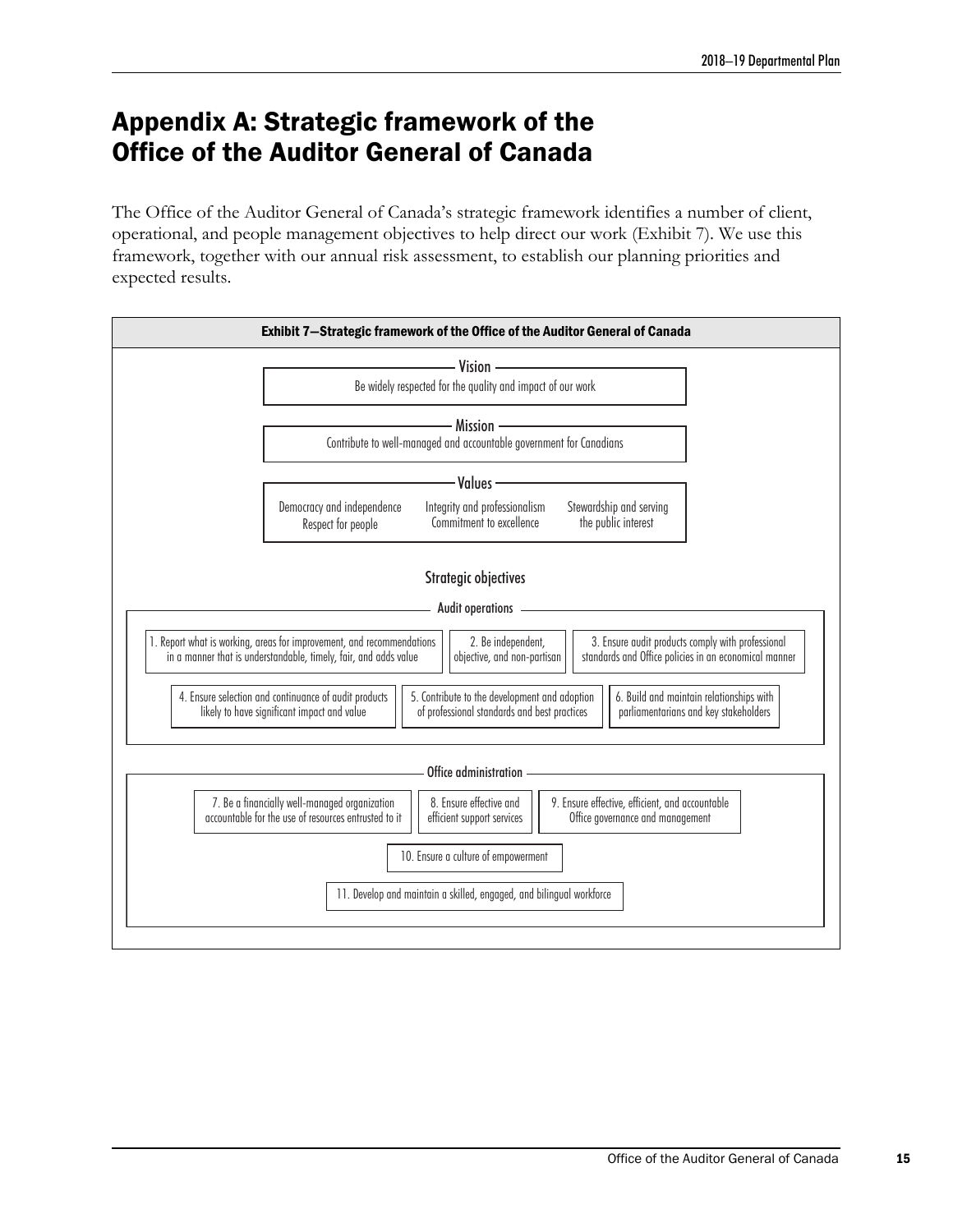# Appendix A: Strategic framework of the Office of the Auditor General of Canada

The Office of the Auditor General of Canada's strategic framework identifies a number of client, operational, and people management objectives to help direct our work (Exhibit 7). We use this framework, together with our annual risk assessment, to establish our planning priorities and expected results.

**Exhibit 7—Strategic framework of the Office of the Auditor General of Canada**

**Vision**

Be widely respected for the quality and impact of our work

**Mission**

Contribute to well-managed and accountable government for Canadians

**Values**

- Democracy and independence
- Respect for people
- Integrity and professionalism
- Commitment to excellence
- Stewardship and serving the public interest

**Strategic objectives**

**Audit operations**

1. Report what is working, areas for improvement, and recommendations in a manner that is understandable, timely, fair, and adds value
2. Be independent, objective, and non-partisan
3. Ensure audit products comply with professional standards and Office policies in an economical manner
4. Ensure selection and continuance of audit products likely to have significant impact and value
5. Contribute to the development and adoption of professional standards and best practices
6. Build and maintain relationships with parliamentarians and key stakeholders

**Office administration**

7. Be a financially well-managed organization accountable for the use of resources entrusted to it
8. Ensure effective and efficient support services
9. Ensure effective, efficient, and accountable Office governance and management
10. Ensure a culture of empowerment
11. Develop and maintain a skilled, engaged, and bilingual workforce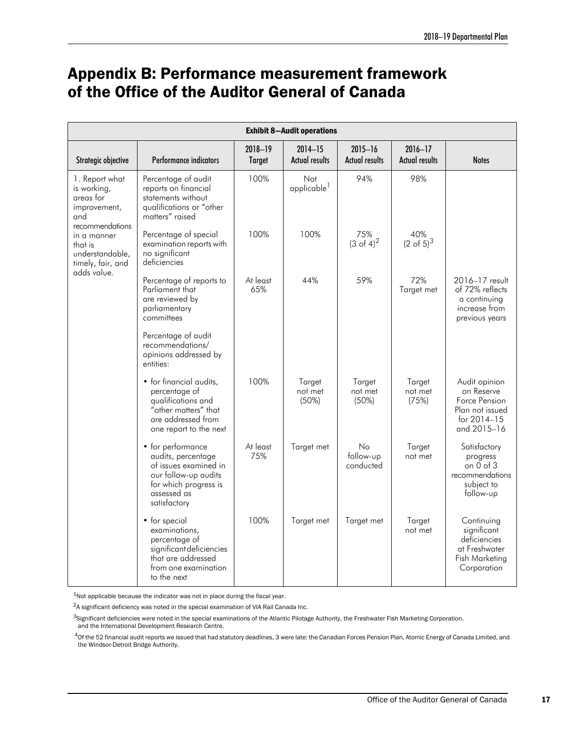# Appendix B: Performance measurement framework of the Office of the Auditor General of Canada

**Exhibit 8—Audit operations**

| Strategic objective | Performance indicators | 2018–19 Target | 2014–15 Actual results | 2015–16 Actual results | 2016–17 Actual results | Notes |
|---|---|---|---|---|---|---|
| 1. Report what is working, areas for improvement, and recommendations in a manner that is understandable, timely, fair, and adds value. | Percentage of audit reports on financial statements without qualifications or "other matters" raised | 100% | Not applicable[1] | 94% | 98% | |
| | Percentage of special examination reports with no significant deficiencies | 100% | 100% | 75% (3 of 4)[2] | 40% (2 of 5)[3] | |
| | Percentage of reports to Parliament that are reviewed by parliamentary committees | At least 65% | 44% | 59% | 72% Target met | 2016–17 result of 72% reflects a continuing increase from previous years |
| | Percentage of audit recommendations/ opinions addressed by entities: | | | | | |
| | • for financial audits, percentage of qualifications and "other matters" that are addressed from one report to the next | 100% | Target not met (50%) | Target not met (50%) | Target not met (75%) | Audit opinion on Reserve Force Pension Plan not issued for 2014–15 and 2015–16 |
| | • for performance audits, percentage of issues examined in our follow-up audits for which progress is assessed as satisfactory | At least 75% | Target met | No follow-up conducted | Target not met | Satisfactory progress on 0 of 3 recommendations subject to follow-up |
| | • for special examinations, percentage of significant deficiencies that are addressed from one examination to the next | 100% | Target met | Target met | Target not met | Continuing significant deficiencies at Freshwater Fish Marketing Corporation |

[1]Not applicable because the indicator was not in place during the fiscal year.

[2]A significant deficiency was noted in the special examination of VIA Rail Canada Inc.

[3]Significant deficiencies were noted in the special examinations of the Atlantic Pilotage Authority, the Freshwater Fish Marketing Corporation, and the International Development Research Centre.

[4]Of the 52 financial audit reports we issued that had statutory deadlines, 3 were late: the Canadian Forces Pension Plan, Atomic Energy of Canada Limited, and the Windsor-Detroit Bridge Authority.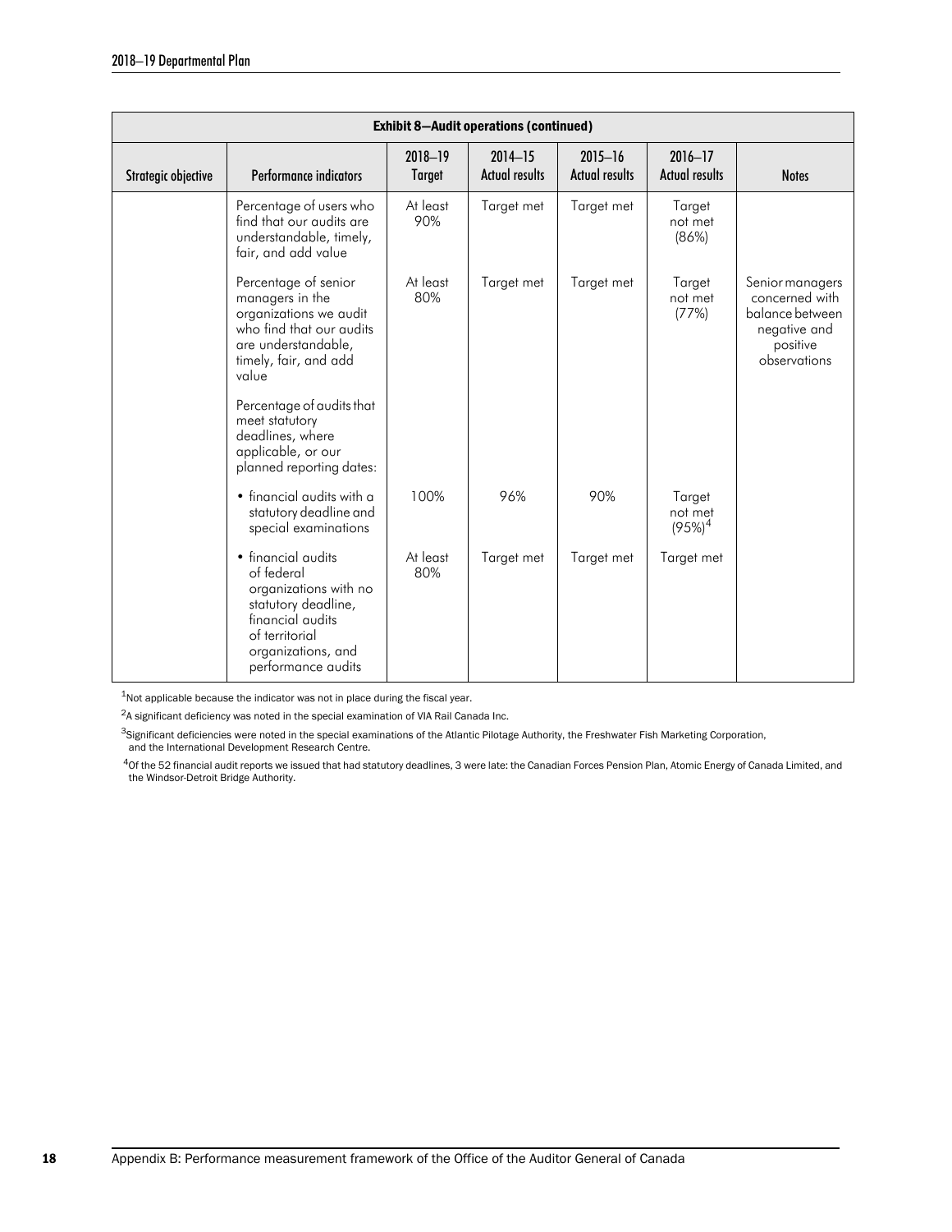| Exhibit 8—Audit operations (continued) | | | | | | |
|---|---|---|---|---|---|---|
| Strategic objective | Performance indicators | 2018–19 Target | 2014–15 Actual results | 2015–16 Actual results | 2016–17 Actual results | Notes |
| | Percentage of users who find that our audits are understandable, timely, fair, and add value | At least 90% | Target met | Target met | Target not met (86%) | |
| | Percentage of senior managers in the organizations we audit who find that our audits are understandable, timely, fair, and add value | At least 80% | Target met | Target met | Target not met (77%) | Senior managers concerned with balance between negative and positive observations |
| | Percentage of audits that meet statutory deadlines, where applicable, or our planned reporting dates: | | | | | |
| | • financial audits with a statutory deadline and special examinations | 100% | 96% | 90% | Target not met (95%)[4] | |
| | • financial audits of federal organizations with no statutory deadline, financial audits of territorial organizations, and performance audits | At least 80% | Target met | Target met | Target met | |

[1]Not applicable because the indicator was not in place during the fiscal year.

[2]A significant deficiency was noted in the special examination of VIA Rail Canada Inc.

[3]Significant deficiencies were noted in the special examinations of the Atlantic Pilotage Authority, the Freshwater Fish Marketing Corporation, and the International Development Research Centre.

[4]Of the 52 financial audit reports we issued that had statutory deadlines, 3 were late: the Canadian Forces Pension Plan, Atomic Energy of Canada Limited, and the Windsor-Detroit Bridge Authority.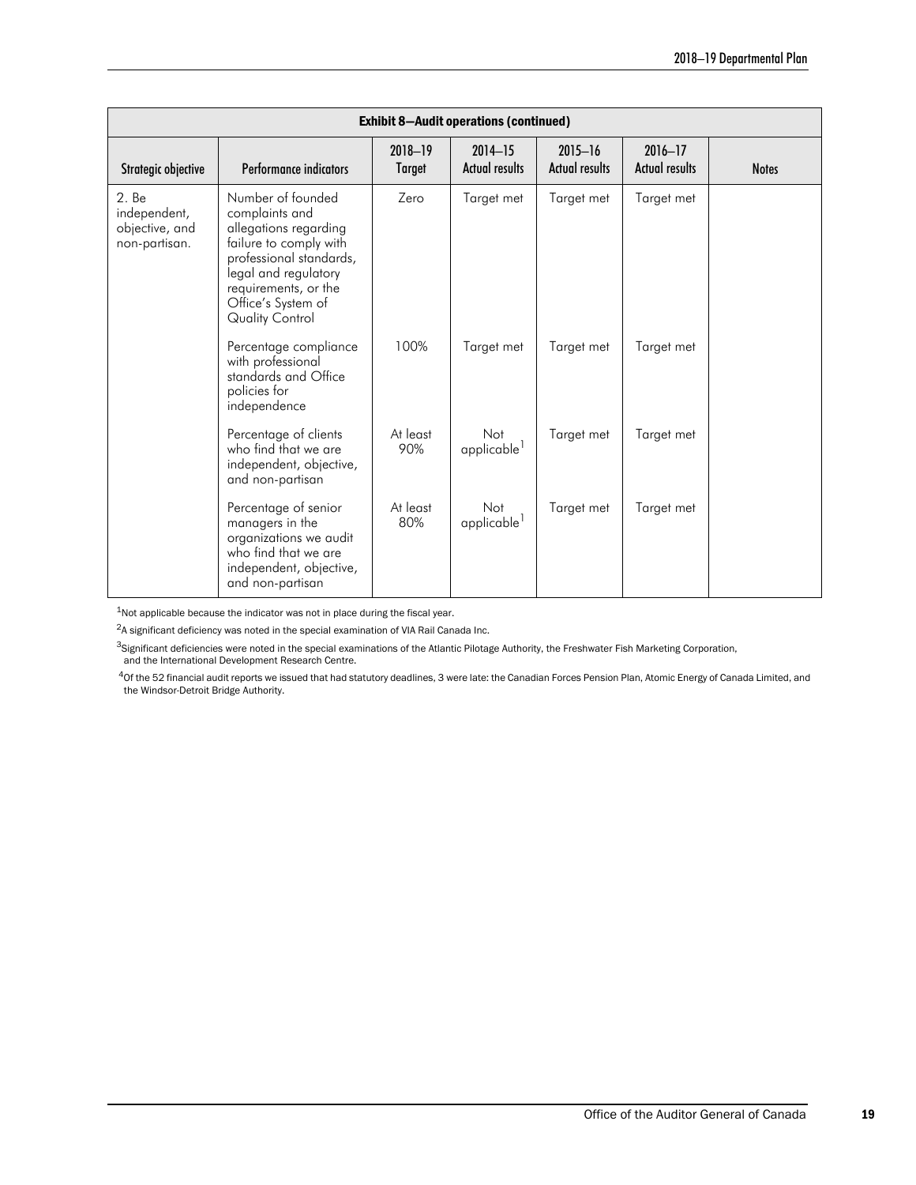| **Exhibit 8—Audit operations (continued)** | | | | | | |
|---|---|---|---|---|---|---|
| **Strategic objective** | **Performance indicators** | **2018–19 Target** | **2014–15 Actual results** | **2015–16 Actual results** | **2016–17 Actual results** | **Notes** |
| 2. Be independent, objective, and non-partisan. | Number of founded complaints and allegations regarding failure to comply with professional standards, legal and regulatory requirements, or the Office's System of Quality Control | Zero | Target met | Target met | Target met | |
| | Percentage compliance with professional standards and Office policies for independence | 100% | Target met | Target met | Target met | |
| | Percentage of clients who find that we are independent, objective, and non-partisan | At least 90% | Not applicable[1] | Target met | Target met | |
| | Percentage of senior managers in the organizations we audit who find that we are independent, objective, and non-partisan | At least 80% | Not applicable[1] | Target met | Target met | |

[1]Not applicable because the indicator was not in place during the fiscal year.

[2]A significant deficiency was noted in the special examination of VIA Rail Canada Inc.

[3]Significant deficiencies were noted in the special examinations of the Atlantic Pilotage Authority, the Freshwater Fish Marketing Corporation, and the International Development Research Centre.

[4]Of the 52 financial audit reports we issued that had statutory deadlines, 3 were late: the Canadian Forces Pension Plan, Atomic Energy of Canada Limited, and the Windsor-Detroit Bridge Authority.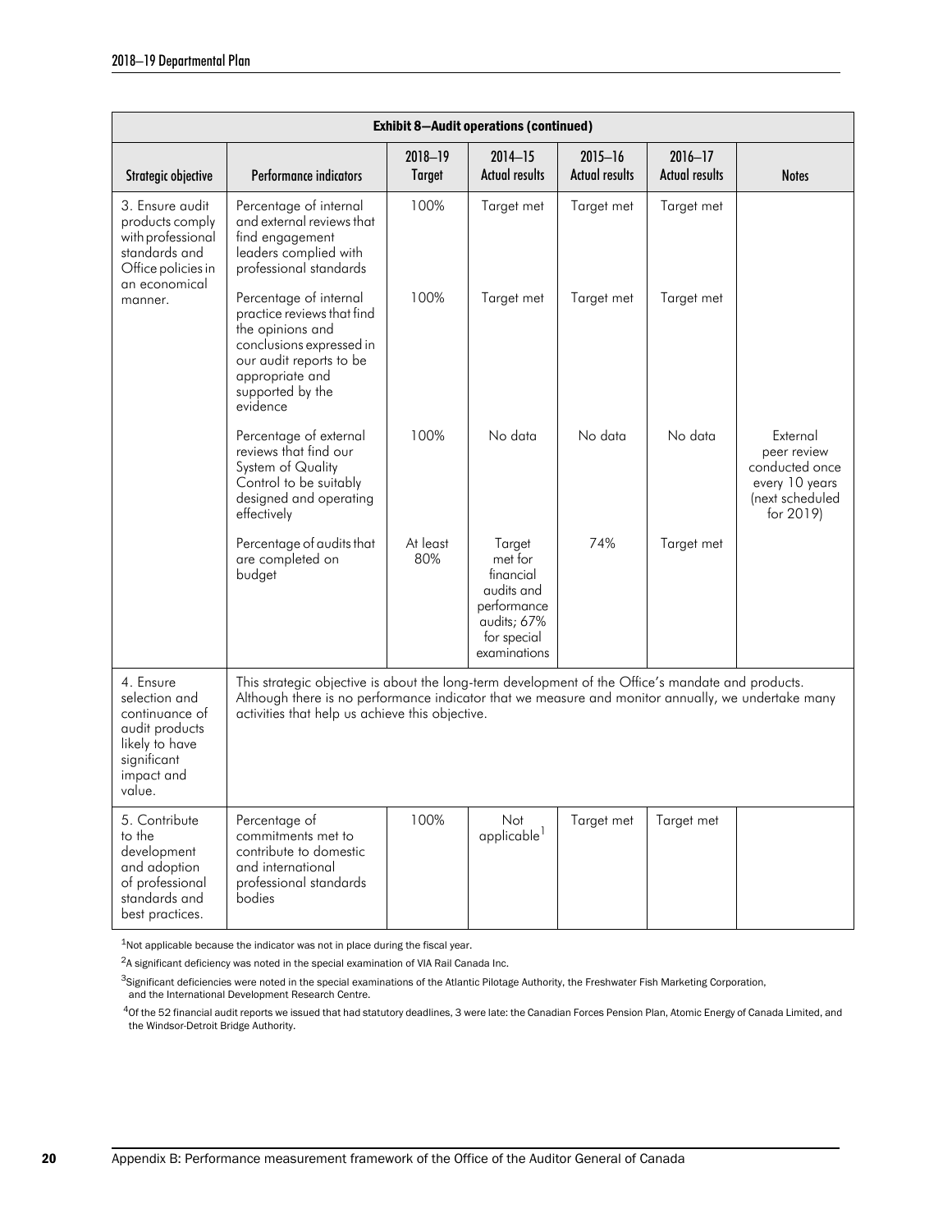| Exhibit 8—Audit operations (continued) | | | | | | |
|---|---|---|---|---|---|---|
| Strategic objective | Performance indicators | 2018–19 Target | 2014–15 Actual results | 2015–16 Actual results | 2016–17 Actual results | Notes |
| 3. Ensure audit products comply with professional standards and Office policies in an economical manner. | Percentage of internal and external reviews that find engagement leaders complied with professional standards | 100% | Target met | Target met | Target met | |
| | Percentage of internal practice reviews that find the opinions and conclusions expressed in our audit reports to be appropriate and supported by the evidence | 100% | Target met | Target met | Target met | |
| | Percentage of external reviews that find our System of Quality Control to be suitably designed and operating effectively | 100% | No data | No data | No data | External peer review conducted once every 10 years (next scheduled for 2019) |
| | Percentage of audits that are completed on budget | At least 80% | Target met for financial audits and performance audits; 67% for special examinations | 74% | Target met | |
| 4. Ensure selection and continuance of audit products likely to have significant impact and value. | This strategic objective is about the long-term development of the Office's mandate and products. Although there is no performance indicator that we measure and monitor annually, we undertake many activities that help us achieve this objective. | | | | | |
| 5. Contribute to the development and adoption of professional standards and best practices. | Percentage of commitments met to contribute to domestic and international professional standards bodies | 100% | Not applicable[1] | Target met | Target met | |

[1]Not applicable because the indicator was not in place during the fiscal year.

[2]A significant deficiency was noted in the special examination of VIA Rail Canada Inc.

[3]Significant deficiencies were noted in the special examinations of the Atlantic Pilotage Authority, the Freshwater Fish Marketing Corporation, and the International Development Research Centre.

[4]Of the 52 financial audit reports we issued that had statutory deadlines, 3 were late: the Canadian Forces Pension Plan, Atomic Energy of Canada Limited, and the Windsor-Detroit Bridge Authority.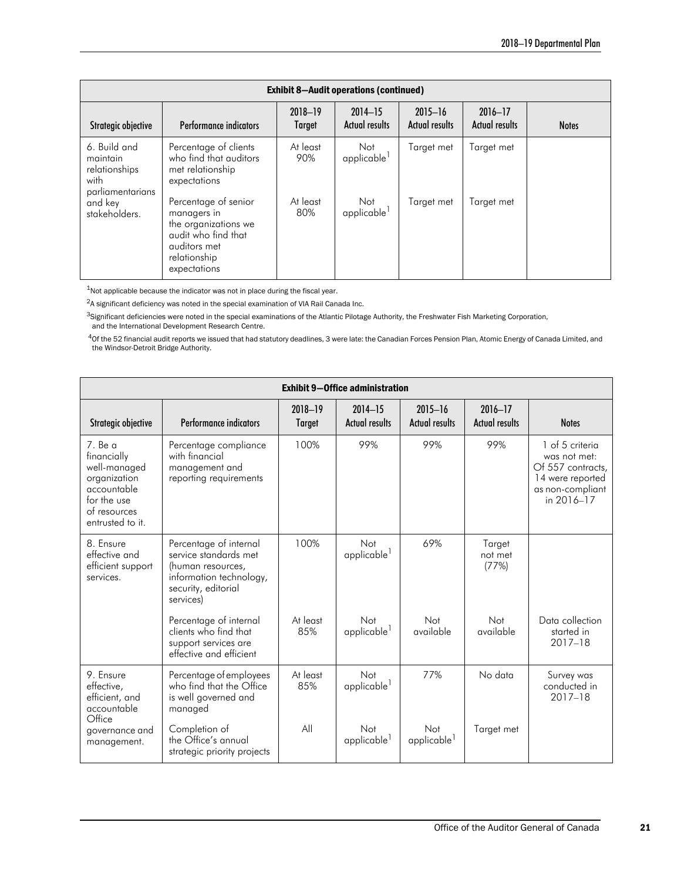| Exhibit 8—Audit operations (continued) | | | | | | |
|---|---|---|---|---|---|---|
| Strategic objective | Performance indicators | 2018–19 Target | 2014–15 Actual results | 2015–16 Actual results | 2016–17 Actual results | Notes |
| 6. Build and maintain relationships with parliamentarians and key stakeholders. | Percentage of clients who find that auditors met relationship expectations | At least 90% | Not applicable[1] | Target met | Target met | |
| | Percentage of senior managers in the organizations we audit who find that auditors met relationship expectations | At least 80% | Not applicable[1] | Target met | Target met | |

[1]Not applicable because the indicator was not in place during the fiscal year.

[2]A significant deficiency was noted in the special examination of VIA Rail Canada Inc.

[3]Significant deficiencies were noted in the special examinations of the Atlantic Pilotage Authority, the Freshwater Fish Marketing Corporation, and the International Development Research Centre.

[4]Of the 52 financial audit reports we issued that had statutory deadlines, 3 were late: the Canadian Forces Pension Plan, Atomic Energy of Canada Limited, and the Windsor-Detroit Bridge Authority.

| Exhibit 9—Office administration | | | | | | |
|---|---|---|---|---|---|---|
| Strategic objective | Performance indicators | 2018–19 Target | 2014–15 Actual results | 2015–16 Actual results | 2016–17 Actual results | Notes |
| 7. Be a financially well-managed organization accountable for the use of resources entrusted to it. | Percentage compliance with financial management and reporting requirements | 100% | 99% | 99% | 99% | 1 of 5 criteria was not met: Of 557 contracts, 14 were reported as non-compliant in 2016–17 |
| 8. Ensure effective and efficient support services. | Percentage of internal service standards met (human resources, information technology, security, editorial services) | 100% | Not applicable[1] | 69% | Target not met (77%) | |
| | Percentage of internal clients who find that support services are effective and efficient | At least 85% | Not applicable[1] | Not available | Not available | Data collection started in 2017–18 |
| 9. Ensure effective, efficient, and accountable Office governance and management. | Percentage of employees who find that the Office is well governed and managed | At least 85% | Not applicable[1] | 77% | No data | Survey was conducted in 2017–18 |
| | Completion of the Office's annual strategic priority projects | All | Not applicable[1] | Not applicable[1] | Target met | |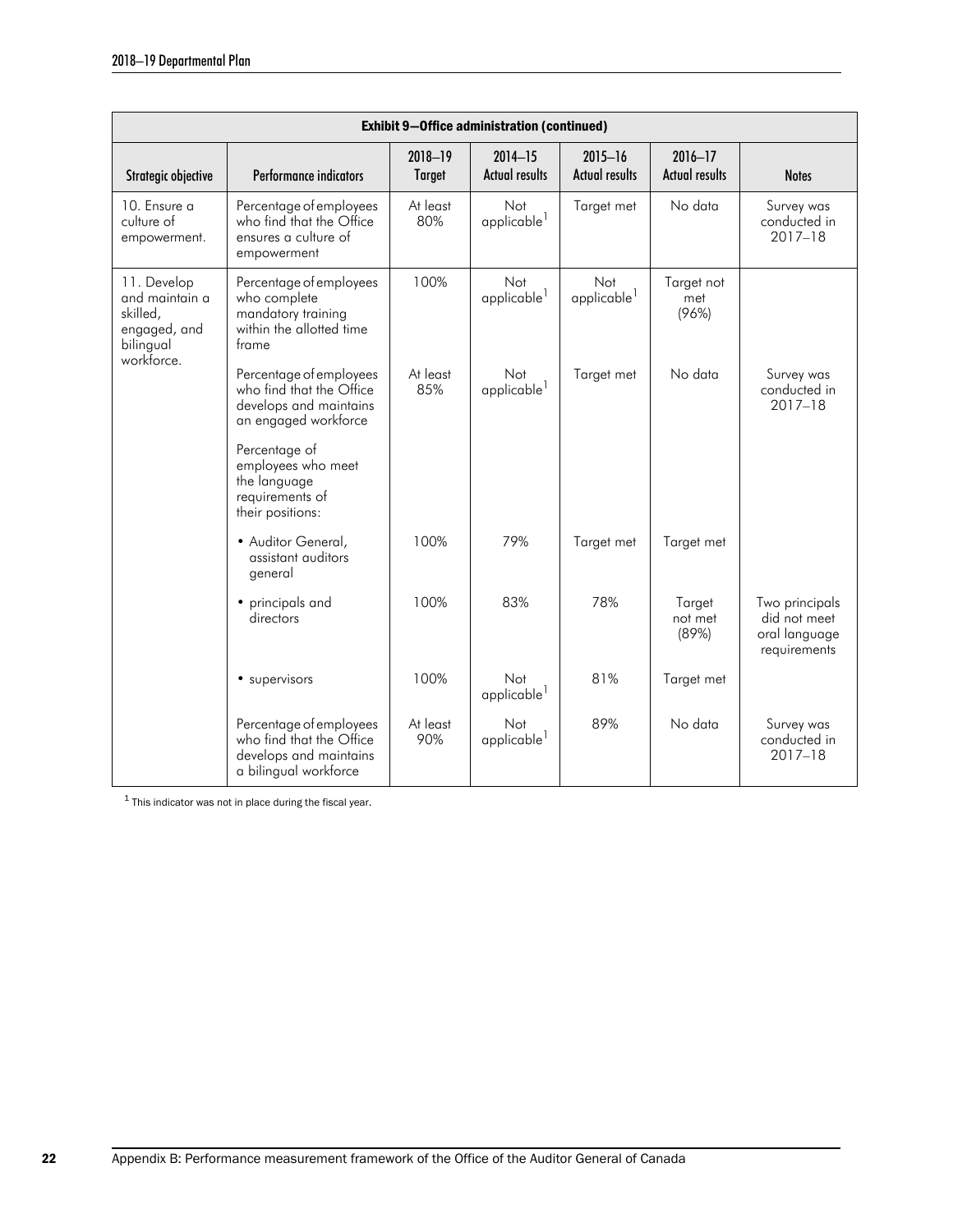| Exhibit 9—Office administration (continued) | | | | | | |
|---|---|---|---|---|---|---|
| Strategic objective | Performance indicators | 2018–19 Target | 2014–15 Actual results | 2015–16 Actual results | 2016–17 Actual results | Notes |
| 10. Ensure a culture of empowerment. | Percentage of employees who find that the Office ensures a culture of empowerment | At least 80% | Not applicable[1] | Target met | No data | Survey was conducted in 2017–18 |
| 11. Develop and maintain a skilled, engaged, and bilingual workforce. | Percentage of employees who complete mandatory training within the allotted time frame | 100% | Not applicable[1] | Not applicable[1] | Target not met (96%) | |
| | Percentage of employees who find that the Office develops and maintains an engaged workforce | At least 85% | Not applicable[1] | Target met | No data | Survey was conducted in 2017–18 |
| | Percentage of employees who meet the language requirements of their positions: | | | | | |
| | • Auditor General, assistant auditors general | 100% | 79% | Target met | Target met | |
| | • principals and directors | 100% | 83% | 78% | Target not met (89%) | Two principals did not meet oral language requirements |
| | • supervisors | 100% | Not applicable[1] | 81% | Target met | |
| | Percentage of employees who find that the Office develops and maintains a bilingual workforce | At least 90% | Not applicable[1] | 89% | No data | Survey was conducted in 2017–18 |

[1] This indicator was not in place during the fiscal year.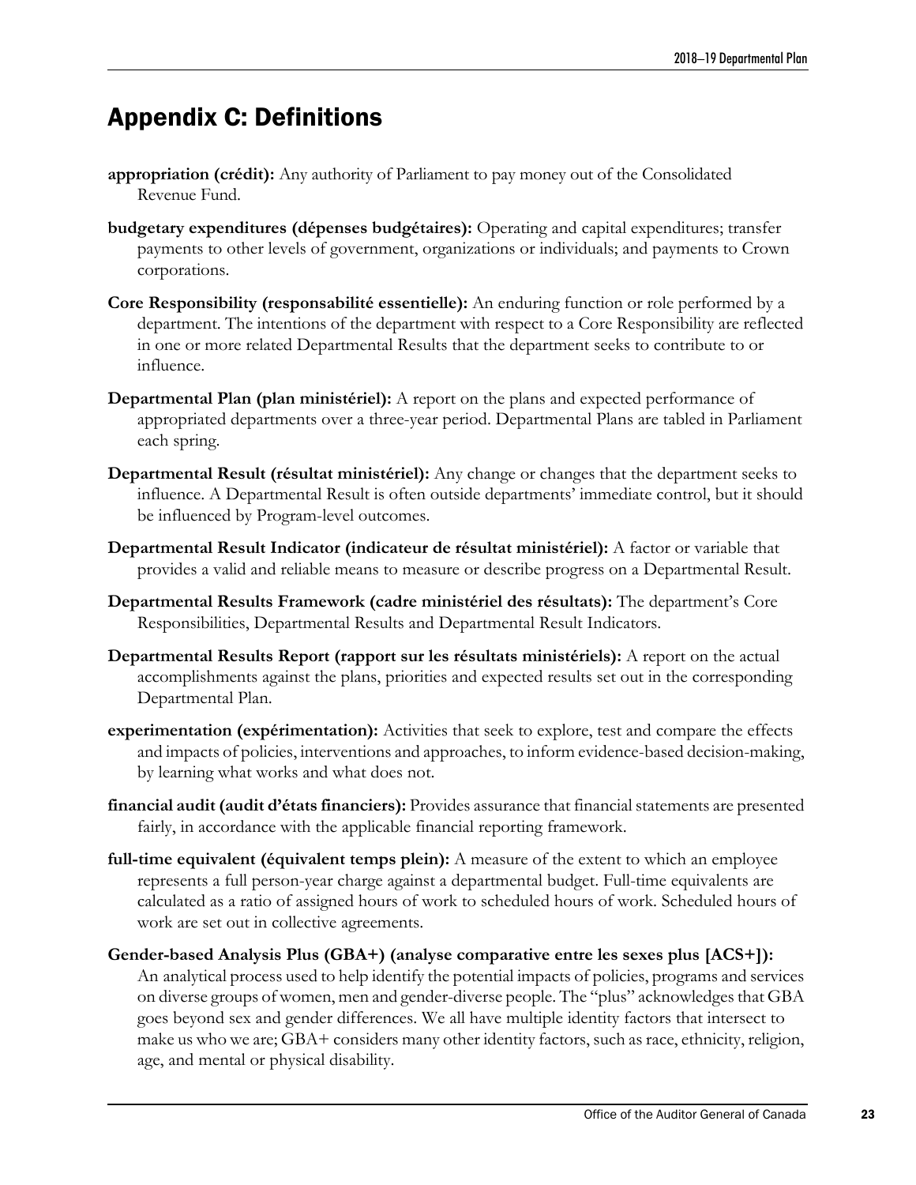## Appendix C: Definitions

**appropriation (crédit):** Any authority of Parliament to pay money out of the Consolidated Revenue Fund.

**budgetary expenditures (dépenses budgétaires):** Operating and capital expenditures; transfer payments to other levels of government, organizations or individuals; and payments to Crown corporations.

**Core Responsibility (responsabilité essentielle):** An enduring function or role performed by a department. The intentions of the department with respect to a Core Responsibility are reflected in one or more related Departmental Results that the department seeks to contribute to or influence.

**Departmental Plan (plan ministériel):** A report on the plans and expected performance of appropriated departments over a three-year period. Departmental Plans are tabled in Parliament each spring.

**Departmental Result (résultat ministériel):** Any change or changes that the department seeks to influence. A Departmental Result is often outside departments' immediate control, but it should be influenced by Program-level outcomes.

**Departmental Result Indicator (indicateur de résultat ministériel):** A factor or variable that provides a valid and reliable means to measure or describe progress on a Departmental Result.

**Departmental Results Framework (cadre ministériel des résultats):** The department's Core Responsibilities, Departmental Results and Departmental Result Indicators.

**Departmental Results Report (rapport sur les résultats ministériels):** A report on the actual accomplishments against the plans, priorities and expected results set out in the corresponding Departmental Plan.

**experimentation (expérimentation):** Activities that seek to explore, test and compare the effects and impacts of policies, interventions and approaches, to inform evidence-based decision-making, by learning what works and what does not.

**financial audit (audit d'états financiers):** Provides assurance that financial statements are presented fairly, in accordance with the applicable financial reporting framework.

**full-time equivalent (équivalent temps plein):** A measure of the extent to which an employee represents a full person-year charge against a departmental budget. Full-time equivalents are calculated as a ratio of assigned hours of work to scheduled hours of work. Scheduled hours of work are set out in collective agreements.

**Gender-based Analysis Plus (GBA+) (analyse comparative entre les sexes plus [ACS+]):** An analytical process used to help identify the potential impacts of policies, programs and services on diverse groups of women, men and gender-diverse people. The "plus" acknowledges that GBA goes beyond sex and gender differences. We all have multiple identity factors that intersect to make us who we are; GBA+ considers many other identity factors, such as race, ethnicity, religion, age, and mental or physical disability.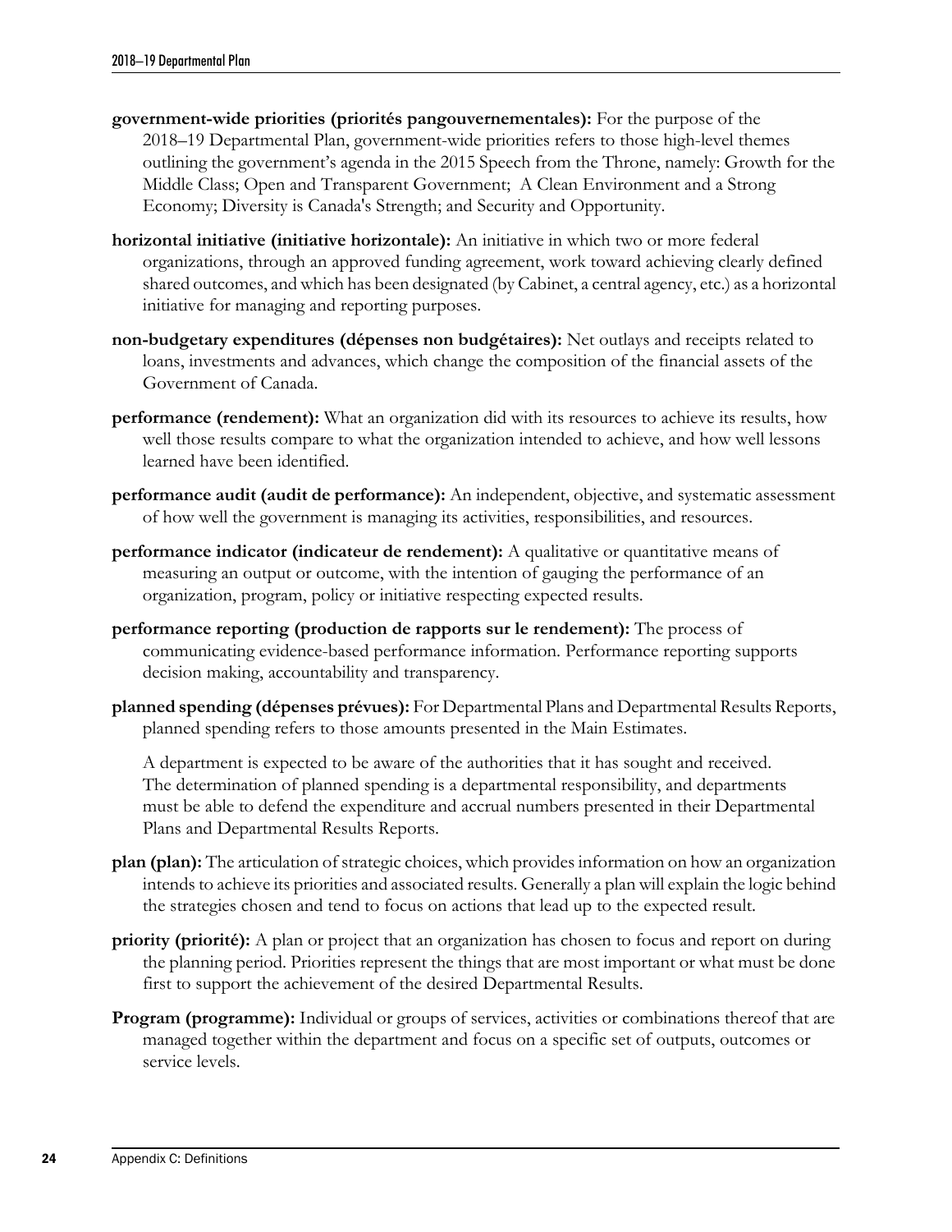**government-wide priorities (priorités pangouvernementales):** For the purpose of the 2018–19 Departmental Plan, government-wide priorities refers to those high-level themes outlining the government's agenda in the 2015 Speech from the Throne, namely: Growth for the Middle Class; Open and Transparent Government; A Clean Environment and a Strong Economy; Diversity is Canada's Strength; and Security and Opportunity.

**horizontal initiative (initiative horizontale):** An initiative in which two or more federal organizations, through an approved funding agreement, work toward achieving clearly defined shared outcomes, and which has been designated (by Cabinet, a central agency, etc.) as a horizontal initiative for managing and reporting purposes.

**non-budgetary expenditures (dépenses non budgétaires):** Net outlays and receipts related to loans, investments and advances, which change the composition of the financial assets of the Government of Canada.

**performance (rendement):** What an organization did with its resources to achieve its results, how well those results compare to what the organization intended to achieve, and how well lessons learned have been identified.

**performance audit (audit de performance):** An independent, objective, and systematic assessment of how well the government is managing its activities, responsibilities, and resources.

**performance indicator (indicateur de rendement):** A qualitative or quantitative means of measuring an output or outcome, with the intention of gauging the performance of an organization, program, policy or initiative respecting expected results.

**performance reporting (production de rapports sur le rendement):** The process of communicating evidence-based performance information. Performance reporting supports decision making, accountability and transparency.

**planned spending (dépenses prévues):** For Departmental Plans and Departmental Results Reports, planned spending refers to those amounts presented in the Main Estimates.

A department is expected to be aware of the authorities that it has sought and received. The determination of planned spending is a departmental responsibility, and departments must be able to defend the expenditure and accrual numbers presented in their Departmental Plans and Departmental Results Reports.

**plan (plan):** The articulation of strategic choices, which provides information on how an organization intends to achieve its priorities and associated results. Generally a plan will explain the logic behind the strategies chosen and tend to focus on actions that lead up to the expected result.

**priority (priorité):** A plan or project that an organization has chosen to focus and report on during the planning period. Priorities represent the things that are most important or what must be done first to support the achievement of the desired Departmental Results.

**Program (programme):** Individual or groups of services, activities or combinations thereof that are managed together within the department and focus on a specific set of outputs, outcomes or service levels.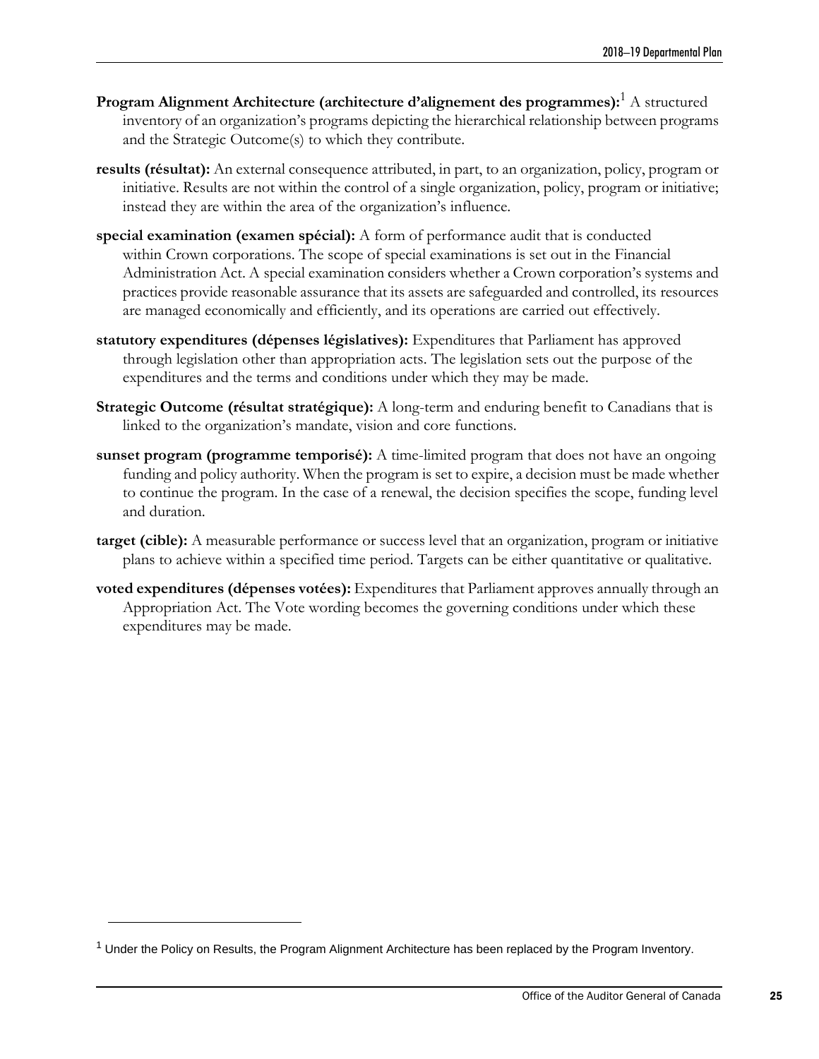**Program Alignment Architecture (architecture d'alignement des programmes):**[1] A structured inventory of an organization's programs depicting the hierarchical relationship between programs and the Strategic Outcome(s) to which they contribute.

**results (résultat):** An external consequence attributed, in part, to an organization, policy, program or initiative. Results are not within the control of a single organization, policy, program or initiative; instead they are within the area of the organization's influence.

**special examination (examen spécial):** A form of performance audit that is conducted within Crown corporations. The scope of special examinations is set out in the Financial Administration Act. A special examination considers whether a Crown corporation's systems and practices provide reasonable assurance that its assets are safeguarded and controlled, its resources are managed economically and efficiently, and its operations are carried out effectively.

**statutory expenditures (dépenses législatives):** Expenditures that Parliament has approved through legislation other than appropriation acts. The legislation sets out the purpose of the expenditures and the terms and conditions under which they may be made.

**Strategic Outcome (résultat stratégique):** A long-term and enduring benefit to Canadians that is linked to the organization's mandate, vision and core functions.

**sunset program (programme temporisé):** A time-limited program that does not have an ongoing funding and policy authority. When the program is set to expire, a decision must be made whether to continue the program. In the case of a renewal, the decision specifies the scope, funding level and duration.

**target (cible):** A measurable performance or success level that an organization, program or initiative plans to achieve within a specified time period. Targets can be either quantitative or qualitative.

**voted expenditures (dépenses votées):** Expenditures that Parliament approves annually through an Appropriation Act. The Vote wording becomes the governing conditions under which these expenditures may be made.

---

[1] Under the Policy on Results, the Program Alignment Architecture has been replaced by the Program Inventory.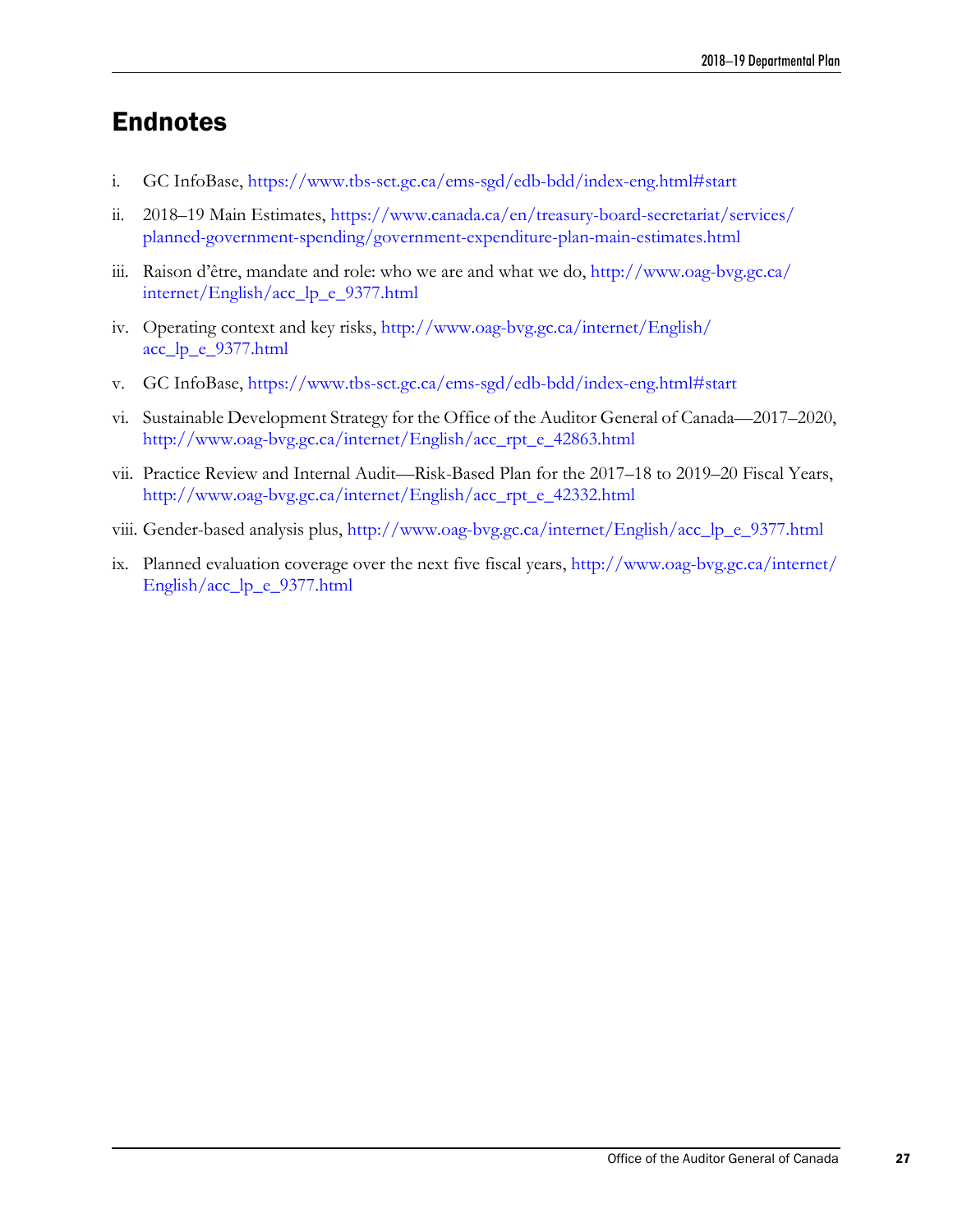# Endnotes

i. GC InfoBase, https://www.tbs-sct.gc.ca/ems-sgd/edb-bdd/index-eng.html#start

ii. 2018–19 Main Estimates, https://www.canada.ca/en/treasury-board-secretariat/services/planned-government-spending/government-expenditure-plan-main-estimates.html

iii. Raison d'être, mandate and role: who we are and what we do, http://www.oag-bvg.gc.ca/internet/English/acc_lp_e_9377.html

iv. Operating context and key risks, http://www.oag-bvg.gc.ca/internet/English/acc_lp_e_9377.html

v. GC InfoBase, https://www.tbs-sct.gc.ca/ems-sgd/edb-bdd/index-eng.html#start

vi. Sustainable Development Strategy for the Office of the Auditor General of Canada—2017–2020, http://www.oag-bvg.gc.ca/internet/English/acc_rpt_e_42863.html

vii. Practice Review and Internal Audit—Risk-Based Plan for the 2017–18 to 2019–20 Fiscal Years, http://www.oag-bvg.gc.ca/internet/English/acc_rpt_e_42332.html

viii. Gender-based analysis plus, http://www.oag-bvg.gc.ca/internet/English/acc_lp_e_9377.html

ix. Planned evaluation coverage over the next five fiscal years, http://www.oag-bvg.gc.ca/internet/English/acc_lp_e_9377.html